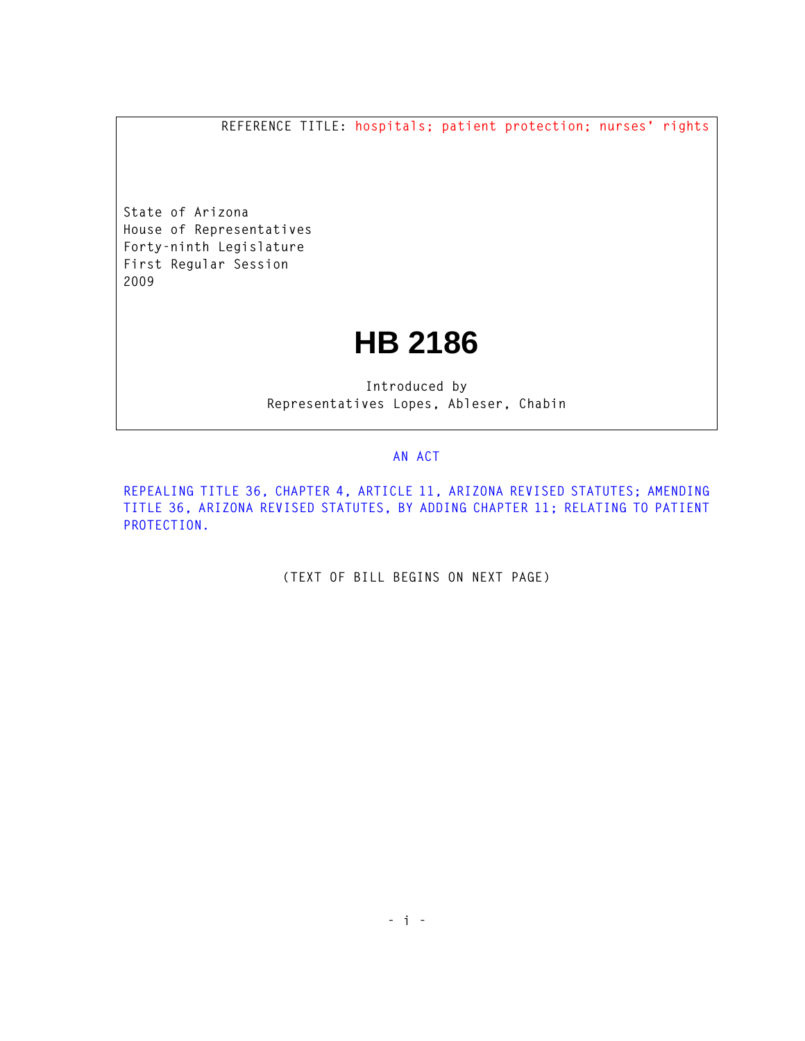REFERENCE TITLE: hospitals; patient protection; nurses' rights

State of Arizona
House of Representatives
Forty-ninth Legislature
First Regular Session
2009

# HB 2186

Introduced by
Representatives Lopes, Ableser, Chabin

AN ACT

REPEALING TITLE 36, CHAPTER 4, ARTICLE 11, ARIZONA REVISED STATUTES; AMENDING TITLE 36, ARIZONA REVISED STATUTES, BY ADDING CHAPTER 11; RELATING TO PATIENT PROTECTION.

(TEXT OF BILL BEGINS ON NEXT PAGE)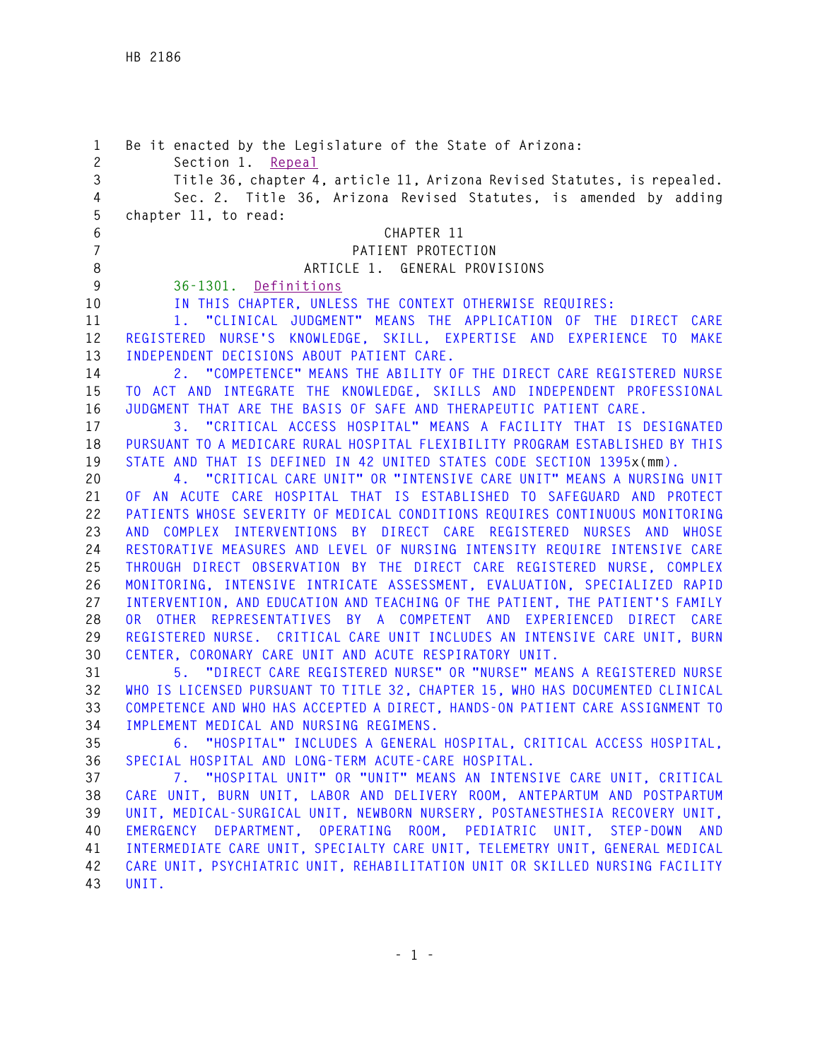Be it enacted by the Legislature of the State of Arizona:

Section 1. Repeal

Title 36, chapter 4, article 11, Arizona Revised Statutes, is repealed.

Sec. 2. Title 36, Arizona Revised Statutes, is amended by adding chapter 11, to read:

CHAPTER 11

PATIENT PROTECTION

ARTICLE 1. GENERAL PROVISIONS

36-1301. Definitions

IN THIS CHAPTER, UNLESS THE CONTEXT OTHERWISE REQUIRES:

1. "CLINICAL JUDGMENT" MEANS THE APPLICATION OF THE DIRECT CARE REGISTERED NURSE'S KNOWLEDGE, SKILL, EXPERTISE AND EXPERIENCE TO MAKE INDEPENDENT DECISIONS ABOUT PATIENT CARE.

2. "COMPETENCE" MEANS THE ABILITY OF THE DIRECT CARE REGISTERED NURSE TO ACT AND INTEGRATE THE KNOWLEDGE, SKILLS AND INDEPENDENT PROFESSIONAL JUDGMENT THAT ARE THE BASIS OF SAFE AND THERAPEUTIC PATIENT CARE.

3. "CRITICAL ACCESS HOSPITAL" MEANS A FACILITY THAT IS DESIGNATED PURSUANT TO A MEDICARE RURAL HOSPITAL FLEXIBILITY PROGRAM ESTABLISHED BY THIS STATE AND THAT IS DEFINED IN 42 UNITED STATES CODE SECTION 1395x(mm).

4. "CRITICAL CARE UNIT" OR "INTENSIVE CARE UNIT" MEANS A NURSING UNIT OF AN ACUTE CARE HOSPITAL THAT IS ESTABLISHED TO SAFEGUARD AND PROTECT PATIENTS WHOSE SEVERITY OF MEDICAL CONDITIONS REQUIRES CONTINUOUS MONITORING AND COMPLEX INTERVENTIONS BY DIRECT CARE REGISTERED NURSES AND WHOSE RESTORATIVE MEASURES AND LEVEL OF NURSING INTENSITY REQUIRE INTENSIVE CARE THROUGH DIRECT OBSERVATION BY THE DIRECT CARE REGISTERED NURSE, COMPLEX MONITORING, INTENSIVE INTRICATE ASSESSMENT, EVALUATION, SPECIALIZED RAPID INTERVENTION, AND EDUCATION AND TEACHING OF THE PATIENT, THE PATIENT'S FAMILY OR OTHER REPRESENTATIVES BY A COMPETENT AND EXPERIENCED DIRECT CARE REGISTERED NURSE. CRITICAL CARE UNIT INCLUDES AN INTENSIVE CARE UNIT, BURN CENTER, CORONARY CARE UNIT AND ACUTE RESPIRATORY UNIT.

5. "DIRECT CARE REGISTERED NURSE" OR "NURSE" MEANS A REGISTERED NURSE WHO IS LICENSED PURSUANT TO TITLE 32, CHAPTER 15, WHO HAS DOCUMENTED CLINICAL COMPETENCE AND WHO HAS ACCEPTED A DIRECT, HANDS-ON PATIENT CARE ASSIGNMENT TO IMPLEMENT MEDICAL AND NURSING REGIMENS.

6. "HOSPITAL" INCLUDES A GENERAL HOSPITAL, CRITICAL ACCESS HOSPITAL, SPECIAL HOSPITAL AND LONG-TERM ACUTE-CARE HOSPITAL.

7. "HOSPITAL UNIT" OR "UNIT" MEANS AN INTENSIVE CARE UNIT, CRITICAL CARE UNIT, BURN UNIT, LABOR AND DELIVERY ROOM, ANTEPARTUM AND POSTPARTUM UNIT, MEDICAL-SURGICAL UNIT, NEWBORN NURSERY, POSTANESTHESIA RECOVERY UNIT, EMERGENCY DEPARTMENT, OPERATING ROOM, PEDIATRIC UNIT, STEP-DOWN AND INTERMEDIATE CARE UNIT, SPECIALTY CARE UNIT, TELEMETRY UNIT, GENERAL MEDICAL CARE UNIT, PSYCHIATRIC UNIT, REHABILITATION UNIT OR SKILLED NURSING FACILITY UNIT.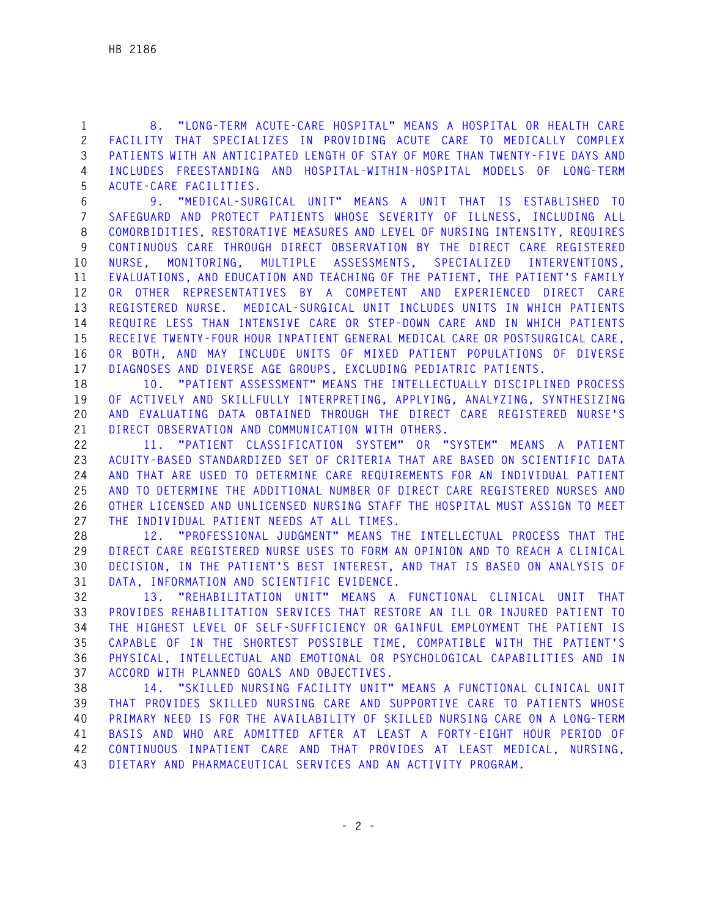8. "LONG-TERM ACUTE-CARE HOSPITAL" MEANS A HOSPITAL OR HEALTH CARE FACILITY THAT SPECIALIZES IN PROVIDING ACUTE CARE TO MEDICALLY COMPLEX PATIENTS WITH AN ANTICIPATED LENGTH OF STAY OF MORE THAN TWENTY-FIVE DAYS AND INCLUDES FREESTANDING AND HOSPITAL-WITHIN-HOSPITAL MODELS OF LONG-TERM ACUTE-CARE FACILITIES.

9. "MEDICAL-SURGICAL UNIT" MEANS A UNIT THAT IS ESTABLISHED TO SAFEGUARD AND PROTECT PATIENTS WHOSE SEVERITY OF ILLNESS, INCLUDING ALL COMORBIDITIES, RESTORATIVE MEASURES AND LEVEL OF NURSING INTENSITY, REQUIRES CONTINUOUS CARE THROUGH DIRECT OBSERVATION BY THE DIRECT CARE REGISTERED NURSE, MONITORING, MULTIPLE ASSESSMENTS, SPECIALIZED INTERVENTIONS, EVALUATIONS, AND EDUCATION AND TEACHING OF THE PATIENT, THE PATIENT'S FAMILY OR OTHER REPRESENTATIVES BY A COMPETENT AND EXPERIENCED DIRECT CARE REGISTERED NURSE. MEDICAL-SURGICAL UNIT INCLUDES UNITS IN WHICH PATIENTS REQUIRE LESS THAN INTENSIVE CARE OR STEP-DOWN CARE AND IN WHICH PATIENTS RECEIVE TWENTY-FOUR HOUR INPATIENT GENERAL MEDICAL CARE OR POSTSURGICAL CARE, OR BOTH, AND MAY INCLUDE UNITS OF MIXED PATIENT POPULATIONS OF DIVERSE DIAGNOSES AND DIVERSE AGE GROUPS, EXCLUDING PEDIATRIC PATIENTS.

10. "PATIENT ASSESSMENT" MEANS THE INTELLECTUALLY DISCIPLINED PROCESS OF ACTIVELY AND SKILLFULLY INTERPRETING, APPLYING, ANALYZING, SYNTHESIZING AND EVALUATING DATA OBTAINED THROUGH THE DIRECT CARE REGISTERED NURSE'S DIRECT OBSERVATION AND COMMUNICATION WITH OTHERS.

11. "PATIENT CLASSIFICATION SYSTEM" OR "SYSTEM" MEANS A PATIENT ACUITY-BASED STANDARDIZED SET OF CRITERIA THAT ARE BASED ON SCIENTIFIC DATA AND THAT ARE USED TO DETERMINE CARE REQUIREMENTS FOR AN INDIVIDUAL PATIENT AND TO DETERMINE THE ADDITIONAL NUMBER OF DIRECT CARE REGISTERED NURSES AND OTHER LICENSED AND UNLICENSED NURSING STAFF THE HOSPITAL MUST ASSIGN TO MEET THE INDIVIDUAL PATIENT NEEDS AT ALL TIMES.

12. "PROFESSIONAL JUDGMENT" MEANS THE INTELLECTUAL PROCESS THAT THE DIRECT CARE REGISTERED NURSE USES TO FORM AN OPINION AND TO REACH A CLINICAL DECISION, IN THE PATIENT'S BEST INTEREST, AND THAT IS BASED ON ANALYSIS OF DATA, INFORMATION AND SCIENTIFIC EVIDENCE.

13. "REHABILITATION UNIT" MEANS A FUNCTIONAL CLINICAL UNIT THAT PROVIDES REHABILITATION SERVICES THAT RESTORE AN ILL OR INJURED PATIENT TO THE HIGHEST LEVEL OF SELF-SUFFICIENCY OR GAINFUL EMPLOYMENT THE PATIENT IS CAPABLE OF IN THE SHORTEST POSSIBLE TIME, COMPATIBLE WITH THE PATIENT'S PHYSICAL, INTELLECTUAL AND EMOTIONAL OR PSYCHOLOGICAL CAPABILITIES AND IN ACCORD WITH PLANNED GOALS AND OBJECTIVES.

14. "SKILLED NURSING FACILITY UNIT" MEANS A FUNCTIONAL CLINICAL UNIT THAT PROVIDES SKILLED NURSING CARE AND SUPPORTIVE CARE TO PATIENTS WHOSE PRIMARY NEED IS FOR THE AVAILABILITY OF SKILLED NURSING CARE ON A LONG-TERM BASIS AND WHO ARE ADMITTED AFTER AT LEAST A FORTY-EIGHT HOUR PERIOD OF CONTINUOUS INPATIENT CARE AND THAT PROVIDES AT LEAST MEDICAL, NURSING, DIETARY AND PHARMACEUTICAL SERVICES AND AN ACTIVITY PROGRAM.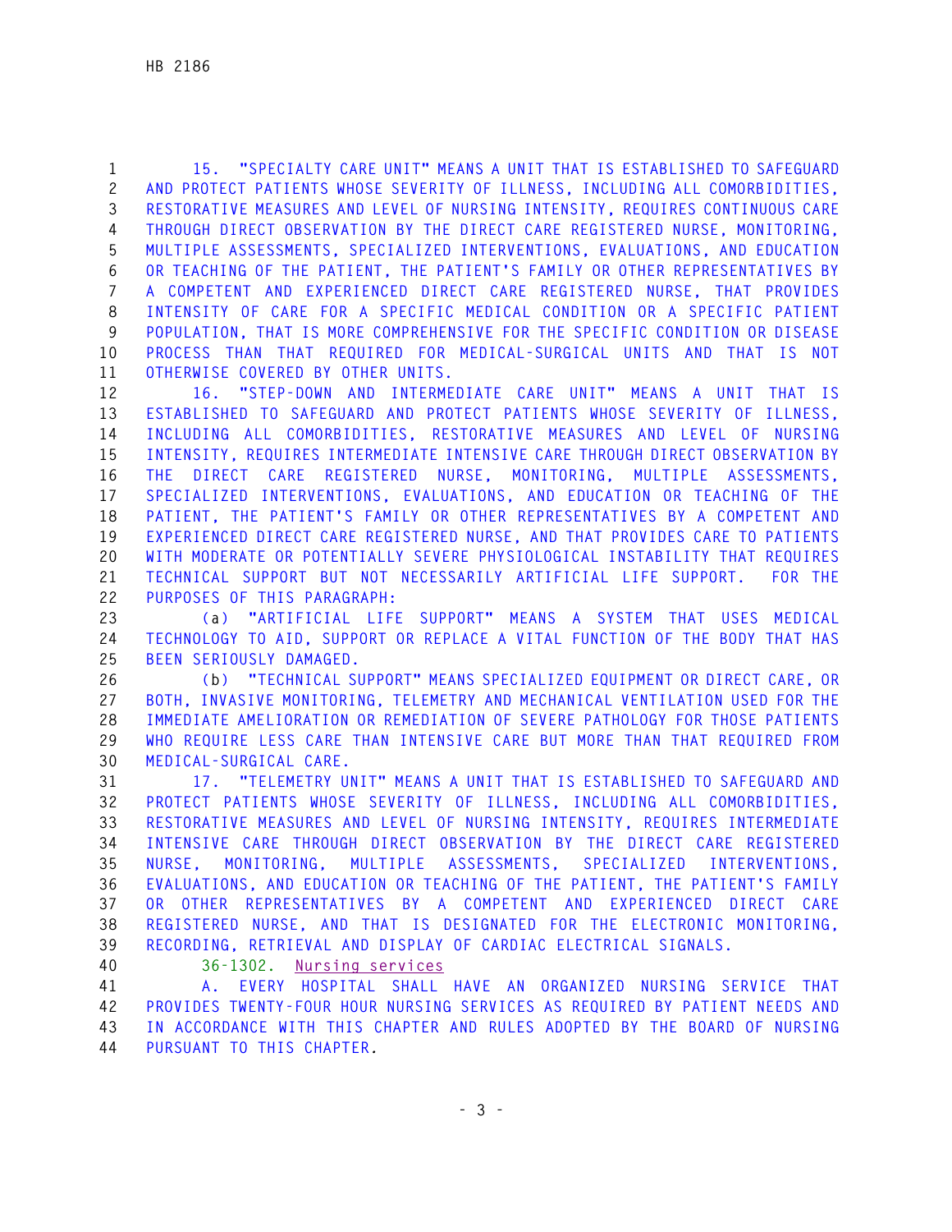15. "SPECIALTY CARE UNIT" MEANS A UNIT THAT IS ESTABLISHED TO SAFEGUARD AND PROTECT PATIENTS WHOSE SEVERITY OF ILLNESS, INCLUDING ALL COMORBIDITIES, RESTORATIVE MEASURES AND LEVEL OF NURSING INTENSITY, REQUIRES CONTINUOUS CARE THROUGH DIRECT OBSERVATION BY THE DIRECT CARE REGISTERED NURSE, MONITORING, MULTIPLE ASSESSMENTS, SPECIALIZED INTERVENTIONS, EVALUATIONS, AND EDUCATION OR TEACHING OF THE PATIENT, THE PATIENT'S FAMILY OR OTHER REPRESENTATIVES BY A COMPETENT AND EXPERIENCED DIRECT CARE REGISTERED NURSE, THAT PROVIDES INTENSITY OF CARE FOR A SPECIFIC MEDICAL CONDITION OR A SPECIFIC PATIENT POPULATION, THAT IS MORE COMPREHENSIVE FOR THE SPECIFIC CONDITION OR DISEASE PROCESS THAN THAT REQUIRED FOR MEDICAL-SURGICAL UNITS AND THAT IS NOT OTHERWISE COVERED BY OTHER UNITS.

16. "STEP-DOWN AND INTERMEDIATE CARE UNIT" MEANS A UNIT THAT IS ESTABLISHED TO SAFEGUARD AND PROTECT PATIENTS WHOSE SEVERITY OF ILLNESS, INCLUDING ALL COMORBIDITIES, RESTORATIVE MEASURES AND LEVEL OF NURSING INTENSITY, REQUIRES INTERMEDIATE INTENSIVE CARE THROUGH DIRECT OBSERVATION BY THE DIRECT CARE REGISTERED NURSE, MONITORING, MULTIPLE ASSESSMENTS, SPECIALIZED INTERVENTIONS, EVALUATIONS, AND EDUCATION OR TEACHING OF THE PATIENT, THE PATIENT'S FAMILY OR OTHER REPRESENTATIVES BY A COMPETENT AND EXPERIENCED DIRECT CARE REGISTERED NURSE, AND THAT PROVIDES CARE TO PATIENTS WITH MODERATE OR POTENTIALLY SEVERE PHYSIOLOGICAL INSTABILITY THAT REQUIRES TECHNICAL SUPPORT BUT NOT NECESSARILY ARTIFICIAL LIFE SUPPORT. FOR THE PURPOSES OF THIS PARAGRAPH:

(a) "ARTIFICIAL LIFE SUPPORT" MEANS A SYSTEM THAT USES MEDICAL TECHNOLOGY TO AID, SUPPORT OR REPLACE A VITAL FUNCTION OF THE BODY THAT HAS BEEN SERIOUSLY DAMAGED.

(b) "TECHNICAL SUPPORT" MEANS SPECIALIZED EQUIPMENT OR DIRECT CARE, OR BOTH, INVASIVE MONITORING, TELEMETRY AND MECHANICAL VENTILATION USED FOR THE IMMEDIATE AMELIORATION OR REMEDIATION OF SEVERE PATHOLOGY FOR THOSE PATIENTS WHO REQUIRE LESS CARE THAN INTENSIVE CARE BUT MORE THAN THAT REQUIRED FROM MEDICAL-SURGICAL CARE.

17. "TELEMETRY UNIT" MEANS A UNIT THAT IS ESTABLISHED TO SAFEGUARD AND PROTECT PATIENTS WHOSE SEVERITY OF ILLNESS, INCLUDING ALL COMORBIDITIES, RESTORATIVE MEASURES AND LEVEL OF NURSING INTENSITY, REQUIRES INTERMEDIATE INTENSIVE CARE THROUGH DIRECT OBSERVATION BY THE DIRECT CARE REGISTERED NURSE, MONITORING, MULTIPLE ASSESSMENTS, SPECIALIZED INTERVENTIONS, EVALUATIONS, AND EDUCATION OR TEACHING OF THE PATIENT, THE PATIENT'S FAMILY OR OTHER REPRESENTATIVES BY A COMPETENT AND EXPERIENCED DIRECT CARE REGISTERED NURSE, AND THAT IS DESIGNATED FOR THE ELECTRONIC MONITORING, RECORDING, RETRIEVAL AND DISPLAY OF CARDIAC ELECTRICAL SIGNALS.

36-1302. Nursing services

A. EVERY HOSPITAL SHALL HAVE AN ORGANIZED NURSING SERVICE THAT PROVIDES TWENTY-FOUR HOUR NURSING SERVICES AS REQUIRED BY PATIENT NEEDS AND IN ACCORDANCE WITH THIS CHAPTER AND RULES ADOPTED BY THE BOARD OF NURSING PURSUANT TO THIS CHAPTER.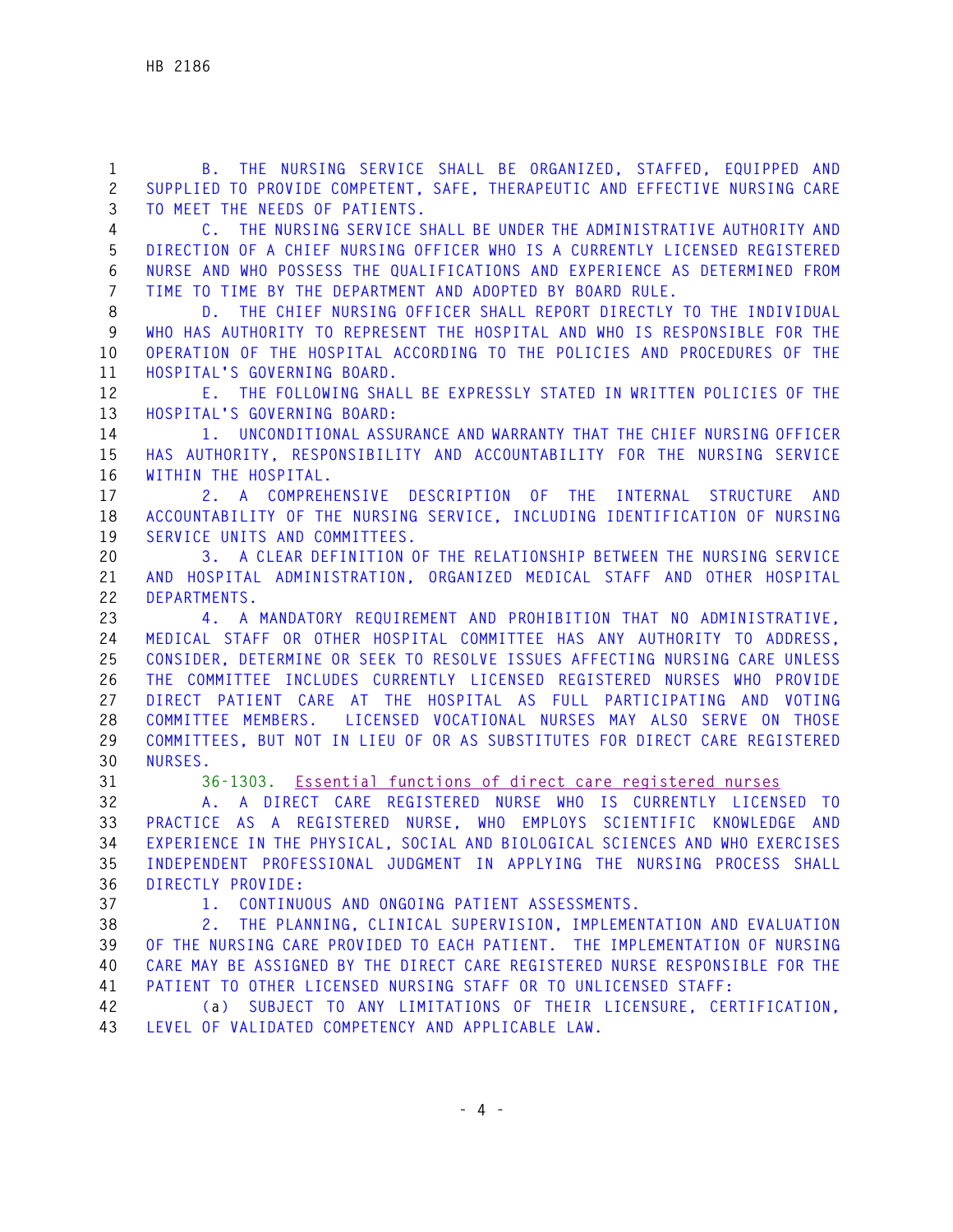B. THE NURSING SERVICE SHALL BE ORGANIZED, STAFFED, EQUIPPED AND SUPPLIED TO PROVIDE COMPETENT, SAFE, THERAPEUTIC AND EFFECTIVE NURSING CARE TO MEET THE NEEDS OF PATIENTS.

C. THE NURSING SERVICE SHALL BE UNDER THE ADMINISTRATIVE AUTHORITY AND DIRECTION OF A CHIEF NURSING OFFICER WHO IS A CURRENTLY LICENSED REGISTERED NURSE AND WHO POSSESS THE QUALIFICATIONS AND EXPERIENCE AS DETERMINED FROM TIME TO TIME BY THE DEPARTMENT AND ADOPTED BY BOARD RULE.

D. THE CHIEF NURSING OFFICER SHALL REPORT DIRECTLY TO THE INDIVIDUAL WHO HAS AUTHORITY TO REPRESENT THE HOSPITAL AND WHO IS RESPONSIBLE FOR THE OPERATION OF THE HOSPITAL ACCORDING TO THE POLICIES AND PROCEDURES OF THE HOSPITAL'S GOVERNING BOARD.

E. THE FOLLOWING SHALL BE EXPRESSLY STATED IN WRITTEN POLICIES OF THE HOSPITAL'S GOVERNING BOARD:

1. UNCONDITIONAL ASSURANCE AND WARRANTY THAT THE CHIEF NURSING OFFICER HAS AUTHORITY, RESPONSIBILITY AND ACCOUNTABILITY FOR THE NURSING SERVICE WITHIN THE HOSPITAL.

2. A COMPREHENSIVE DESCRIPTION OF THE INTERNAL STRUCTURE AND ACCOUNTABILITY OF THE NURSING SERVICE, INCLUDING IDENTIFICATION OF NURSING SERVICE UNITS AND COMMITTEES.

3. A CLEAR DEFINITION OF THE RELATIONSHIP BETWEEN THE NURSING SERVICE AND HOSPITAL ADMINISTRATION, ORGANIZED MEDICAL STAFF AND OTHER HOSPITAL DEPARTMENTS.

4. A MANDATORY REQUIREMENT AND PROHIBITION THAT NO ADMINISTRATIVE, MEDICAL STAFF OR OTHER HOSPITAL COMMITTEE HAS ANY AUTHORITY TO ADDRESS, CONSIDER, DETERMINE OR SEEK TO RESOLVE ISSUES AFFECTING NURSING CARE UNLESS THE COMMITTEE INCLUDES CURRENTLY LICENSED REGISTERED NURSES WHO PROVIDE DIRECT PATIENT CARE AT THE HOSPITAL AS FULL PARTICIPATING AND VOTING COMMITTEE MEMBERS. LICENSED VOCATIONAL NURSES MAY ALSO SERVE ON THOSE COMMITTEES, BUT NOT IN LIEU OF OR AS SUBSTITUTES FOR DIRECT CARE REGISTERED NURSES.

36-1303. Essential functions of direct care registered nurses

A. A DIRECT CARE REGISTERED NURSE WHO IS CURRENTLY LICENSED TO PRACTICE AS A REGISTERED NURSE, WHO EMPLOYS SCIENTIFIC KNOWLEDGE AND EXPERIENCE IN THE PHYSICAL, SOCIAL AND BIOLOGICAL SCIENCES AND WHO EXERCISES INDEPENDENT PROFESSIONAL JUDGMENT IN APPLYING THE NURSING PROCESS SHALL DIRECTLY PROVIDE:

1. CONTINUOUS AND ONGOING PATIENT ASSESSMENTS.

2. THE PLANNING, CLINICAL SUPERVISION, IMPLEMENTATION AND EVALUATION OF THE NURSING CARE PROVIDED TO EACH PATIENT. THE IMPLEMENTATION OF NURSING CARE MAY BE ASSIGNED BY THE DIRECT CARE REGISTERED NURSE RESPONSIBLE FOR THE PATIENT TO OTHER LICENSED NURSING STAFF OR TO UNLICENSED STAFF:

(a) SUBJECT TO ANY LIMITATIONS OF THEIR LICENSURE, CERTIFICATION, LEVEL OF VALIDATED COMPETENCY AND APPLICABLE LAW.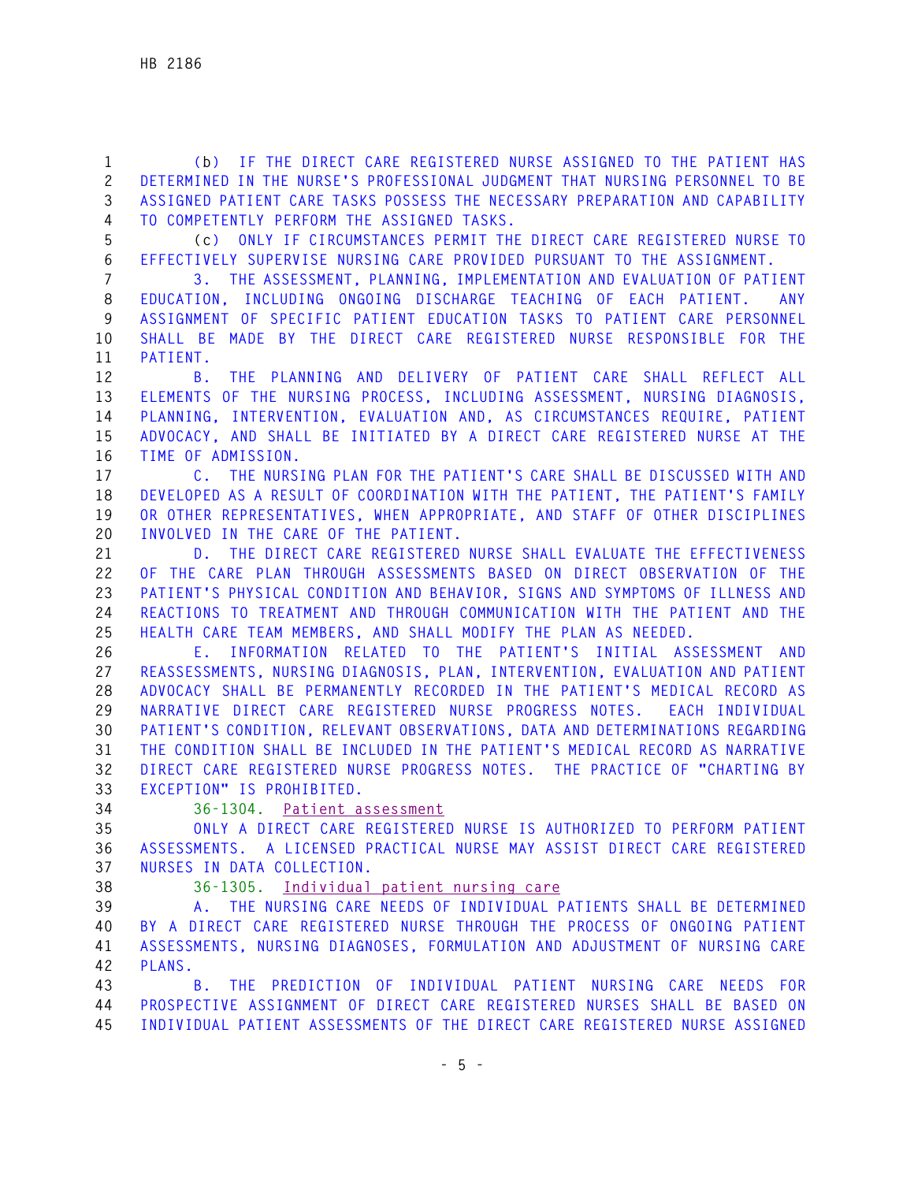(b) IF THE DIRECT CARE REGISTERED NURSE ASSIGNED TO THE PATIENT HAS DETERMINED IN THE NURSE'S PROFESSIONAL JUDGMENT THAT NURSING PERSONNEL TO BE ASSIGNED PATIENT CARE TASKS POSSESS THE NECESSARY PREPARATION AND CAPABILITY TO COMPETENTLY PERFORM THE ASSIGNED TASKS.

(c) ONLY IF CIRCUMSTANCES PERMIT THE DIRECT CARE REGISTERED NURSE TO EFFECTIVELY SUPERVISE NURSING CARE PROVIDED PURSUANT TO THE ASSIGNMENT.

3. THE ASSESSMENT, PLANNING, IMPLEMENTATION AND EVALUATION OF PATIENT EDUCATION, INCLUDING ONGOING DISCHARGE TEACHING OF EACH PATIENT. ANY ASSIGNMENT OF SPECIFIC PATIENT EDUCATION TASKS TO PATIENT CARE PERSONNEL SHALL BE MADE BY THE DIRECT CARE REGISTERED NURSE RESPONSIBLE FOR THE PATIENT.

B. THE PLANNING AND DELIVERY OF PATIENT CARE SHALL REFLECT ALL ELEMENTS OF THE NURSING PROCESS, INCLUDING ASSESSMENT, NURSING DIAGNOSIS, PLANNING, INTERVENTION, EVALUATION AND, AS CIRCUMSTANCES REQUIRE, PATIENT ADVOCACY, AND SHALL BE INITIATED BY A DIRECT CARE REGISTERED NURSE AT THE TIME OF ADMISSION.

C. THE NURSING PLAN FOR THE PATIENT'S CARE SHALL BE DISCUSSED WITH AND DEVELOPED AS A RESULT OF COORDINATION WITH THE PATIENT, THE PATIENT'S FAMILY OR OTHER REPRESENTATIVES, WHEN APPROPRIATE, AND STAFF OF OTHER DISCIPLINES INVOLVED IN THE CARE OF THE PATIENT.

D. THE DIRECT CARE REGISTERED NURSE SHALL EVALUATE THE EFFECTIVENESS OF THE CARE PLAN THROUGH ASSESSMENTS BASED ON DIRECT OBSERVATION OF THE PATIENT'S PHYSICAL CONDITION AND BEHAVIOR, SIGNS AND SYMPTOMS OF ILLNESS AND REACTIONS TO TREATMENT AND THROUGH COMMUNICATION WITH THE PATIENT AND THE HEALTH CARE TEAM MEMBERS, AND SHALL MODIFY THE PLAN AS NEEDED.

E. INFORMATION RELATED TO THE PATIENT'S INITIAL ASSESSMENT AND REASSESSMENTS, NURSING DIAGNOSIS, PLAN, INTERVENTION, EVALUATION AND PATIENT ADVOCACY SHALL BE PERMANENTLY RECORDED IN THE PATIENT'S MEDICAL RECORD AS NARRATIVE DIRECT CARE REGISTERED NURSE PROGRESS NOTES. EACH INDIVIDUAL PATIENT'S CONDITION, RELEVANT OBSERVATIONS, DATA AND DETERMINATIONS REGARDING THE CONDITION SHALL BE INCLUDED IN THE PATIENT'S MEDICAL RECORD AS NARRATIVE DIRECT CARE REGISTERED NURSE PROGRESS NOTES. THE PRACTICE OF "CHARTING BY EXCEPTION" IS PROHIBITED.

36-1304. Patient assessment

ONLY A DIRECT CARE REGISTERED NURSE IS AUTHORIZED TO PERFORM PATIENT ASSESSMENTS. A LICENSED PRACTICAL NURSE MAY ASSIST DIRECT CARE REGISTERED NURSES IN DATA COLLECTION.

36-1305. Individual patient nursing care

A. THE NURSING CARE NEEDS OF INDIVIDUAL PATIENTS SHALL BE DETERMINED BY A DIRECT CARE REGISTERED NURSE THROUGH THE PROCESS OF ONGOING PATIENT ASSESSMENTS, NURSING DIAGNOSES, FORMULATION AND ADJUSTMENT OF NURSING CARE PLANS.

B. THE PREDICTION OF INDIVIDUAL PATIENT NURSING CARE NEEDS FOR PROSPECTIVE ASSIGNMENT OF DIRECT CARE REGISTERED NURSES SHALL BE BASED ON INDIVIDUAL PATIENT ASSESSMENTS OF THE DIRECT CARE REGISTERED NURSE ASSIGNED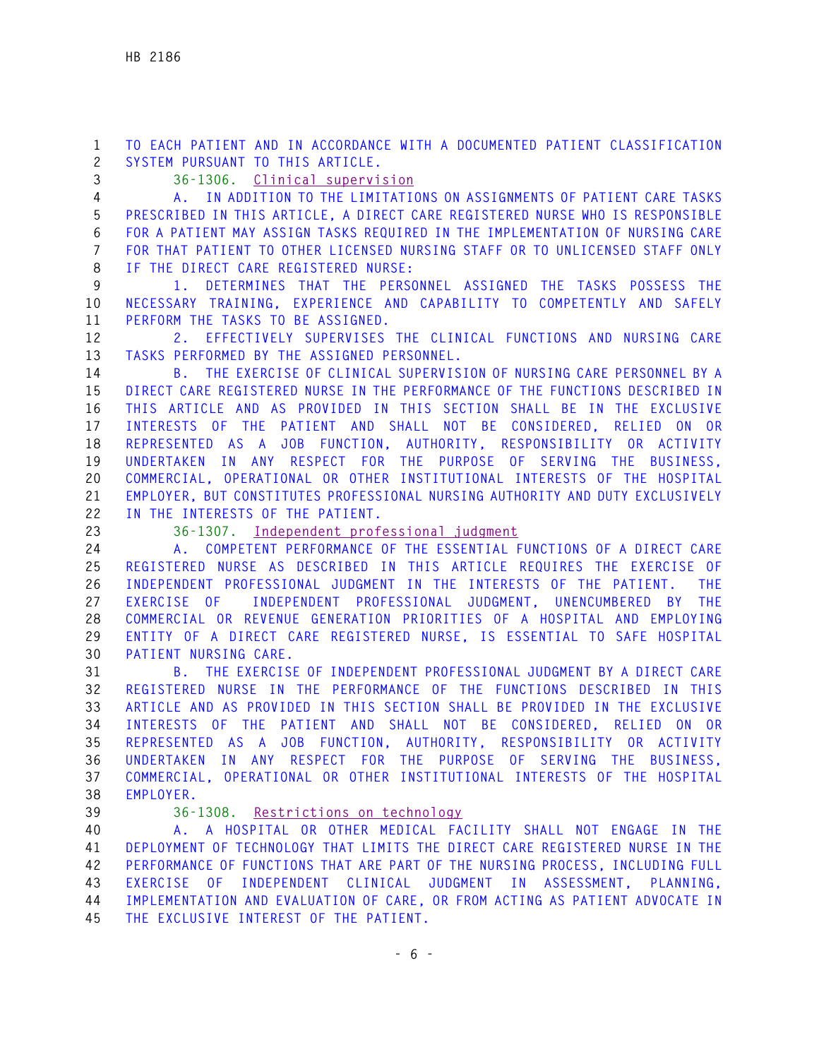TO EACH PATIENT AND IN ACCORDANCE WITH A DOCUMENTED PATIENT CLASSIFICATION SYSTEM PURSUANT TO THIS ARTICLE.

36-1306. Clinical supervision

A. IN ADDITION TO THE LIMITATIONS ON ASSIGNMENTS OF PATIENT CARE TASKS PRESCRIBED IN THIS ARTICLE, A DIRECT CARE REGISTERED NURSE WHO IS RESPONSIBLE FOR A PATIENT MAY ASSIGN TASKS REQUIRED IN THE IMPLEMENTATION OF NURSING CARE FOR THAT PATIENT TO OTHER LICENSED NURSING STAFF OR TO UNLICENSED STAFF ONLY IF THE DIRECT CARE REGISTERED NURSE:

1. DETERMINES THAT THE PERSONNEL ASSIGNED THE TASKS POSSESS THE NECESSARY TRAINING, EXPERIENCE AND CAPABILITY TO COMPETENTLY AND SAFELY PERFORM THE TASKS TO BE ASSIGNED.

2. EFFECTIVELY SUPERVISES THE CLINICAL FUNCTIONS AND NURSING CARE TASKS PERFORMED BY THE ASSIGNED PERSONNEL.

B. THE EXERCISE OF CLINICAL SUPERVISION OF NURSING CARE PERSONNEL BY A DIRECT CARE REGISTERED NURSE IN THE PERFORMANCE OF THE FUNCTIONS DESCRIBED IN THIS ARTICLE AND AS PROVIDED IN THIS SECTION SHALL BE IN THE EXCLUSIVE INTERESTS OF THE PATIENT AND SHALL NOT BE CONSIDERED, RELIED ON OR REPRESENTED AS A JOB FUNCTION, AUTHORITY, RESPONSIBILITY OR ACTIVITY UNDERTAKEN IN ANY RESPECT FOR THE PURPOSE OF SERVING THE BUSINESS, COMMERCIAL, OPERATIONAL OR OTHER INSTITUTIONAL INTERESTS OF THE HOSPITAL EMPLOYER, BUT CONSTITUTES PROFESSIONAL NURSING AUTHORITY AND DUTY EXCLUSIVELY IN THE INTERESTS OF THE PATIENT.

36-1307. Independent professional judgment

A. COMPETENT PERFORMANCE OF THE ESSENTIAL FUNCTIONS OF A DIRECT CARE REGISTERED NURSE AS DESCRIBED IN THIS ARTICLE REQUIRES THE EXERCISE OF INDEPENDENT PROFESSIONAL JUDGMENT IN THE INTERESTS OF THE PATIENT. THE EXERCISE OF INDEPENDENT PROFESSIONAL JUDGMENT, UNENCUMBERED BY THE COMMERCIAL OR REVENUE GENERATION PRIORITIES OF A HOSPITAL AND EMPLOYING ENTITY OF A DIRECT CARE REGISTERED NURSE, IS ESSENTIAL TO SAFE HOSPITAL PATIENT NURSING CARE.

B. THE EXERCISE OF INDEPENDENT PROFESSIONAL JUDGMENT BY A DIRECT CARE REGISTERED NURSE IN THE PERFORMANCE OF THE FUNCTIONS DESCRIBED IN THIS ARTICLE AND AS PROVIDED IN THIS SECTION SHALL BE PROVIDED IN THE EXCLUSIVE INTERESTS OF THE PATIENT AND SHALL NOT BE CONSIDERED, RELIED ON OR REPRESENTED AS A JOB FUNCTION, AUTHORITY, RESPONSIBILITY OR ACTIVITY UNDERTAKEN IN ANY RESPECT FOR THE PURPOSE OF SERVING THE BUSINESS, COMMERCIAL, OPERATIONAL OR OTHER INSTITUTIONAL INTERESTS OF THE HOSPITAL EMPLOYER.

36-1308. Restrictions on technology

A. A HOSPITAL OR OTHER MEDICAL FACILITY SHALL NOT ENGAGE IN THE DEPLOYMENT OF TECHNOLOGY THAT LIMITS THE DIRECT CARE REGISTERED NURSE IN THE PERFORMANCE OF FUNCTIONS THAT ARE PART OF THE NURSING PROCESS, INCLUDING FULL EXERCISE OF INDEPENDENT CLINICAL JUDGMENT IN ASSESSMENT, PLANNING, IMPLEMENTATION AND EVALUATION OF CARE, OR FROM ACTING AS PATIENT ADVOCATE IN THE EXCLUSIVE INTEREST OF THE PATIENT.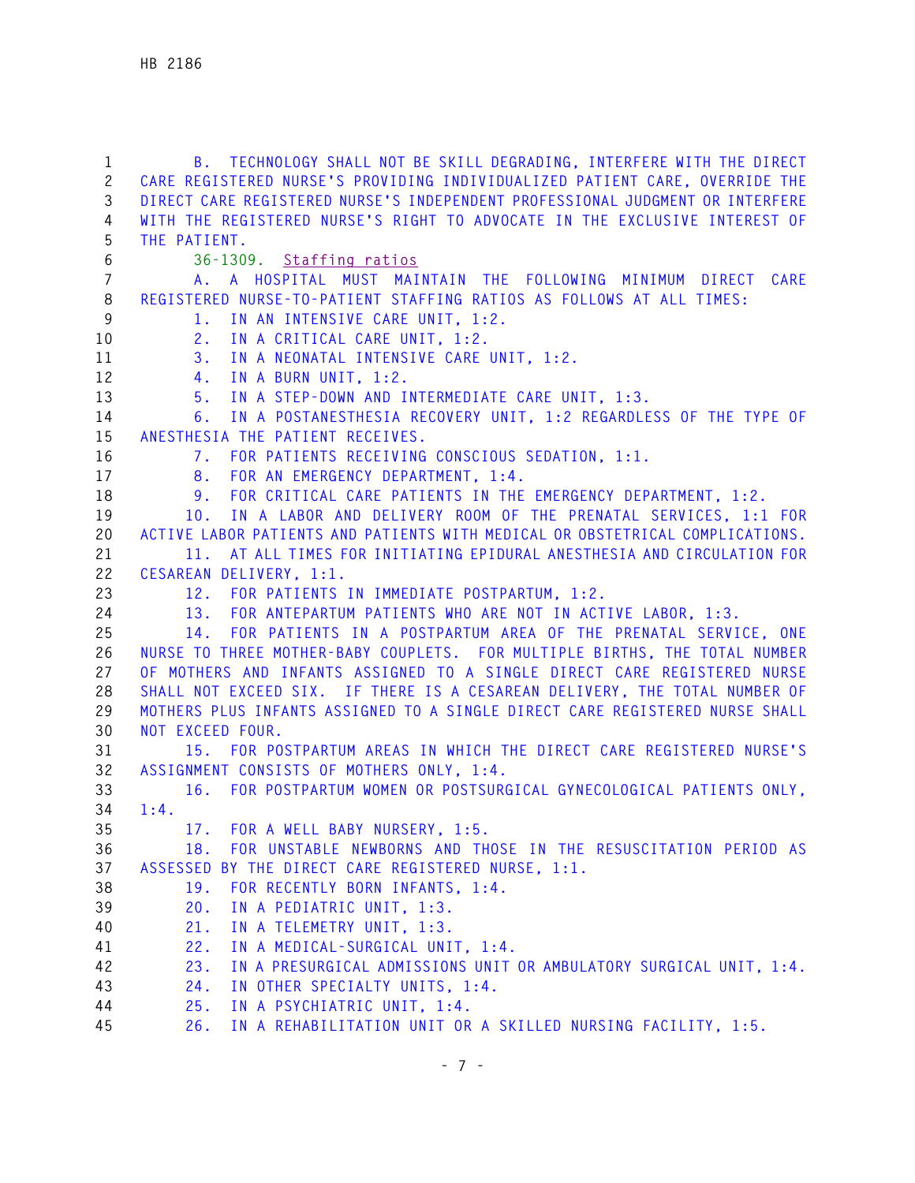B. TECHNOLOGY SHALL NOT BE SKILL DEGRADING, INTERFERE WITH THE DIRECT CARE REGISTERED NURSE'S PROVIDING INDIVIDUALIZED PATIENT CARE, OVERRIDE THE DIRECT CARE REGISTERED NURSE'S INDEPENDENT PROFESSIONAL JUDGMENT OR INTERFERE WITH THE REGISTERED NURSE'S RIGHT TO ADVOCATE IN THE EXCLUSIVE INTEREST OF THE PATIENT.

36-1309. Staffing ratios

A. A HOSPITAL MUST MAINTAIN THE FOLLOWING MINIMUM DIRECT CARE REGISTERED NURSE-TO-PATIENT STAFFING RATIOS AS FOLLOWS AT ALL TIMES:

1. IN AN INTENSIVE CARE UNIT, 1:2.
2. IN A CRITICAL CARE UNIT, 1:2.
3. IN A NEONATAL INTENSIVE CARE UNIT, 1:2.
4. IN A BURN UNIT, 1:2.
5. IN A STEP-DOWN AND INTERMEDIATE CARE UNIT, 1:3.
6. IN A POSTANESTHESIA RECOVERY UNIT, 1:2 REGARDLESS OF THE TYPE OF ANESTHESIA THE PATIENT RECEIVES.
7. FOR PATIENTS RECEIVING CONSCIOUS SEDATION, 1:1.
8. FOR AN EMERGENCY DEPARTMENT, 1:4.
9. FOR CRITICAL CARE PATIENTS IN THE EMERGENCY DEPARTMENT, 1:2.
10. IN A LABOR AND DELIVERY ROOM OF THE PRENATAL SERVICES, 1:1 FOR ACTIVE LABOR PATIENTS AND PATIENTS WITH MEDICAL OR OBSTETRICAL COMPLICATIONS.
11. AT ALL TIMES FOR INITIATING EPIDURAL ANESTHESIA AND CIRCULATION FOR CESAREAN DELIVERY, 1:1.
12. FOR PATIENTS IN IMMEDIATE POSTPARTUM, 1:2.
13. FOR ANTEPARTUM PATIENTS WHO ARE NOT IN ACTIVE LABOR, 1:3.
14. FOR PATIENTS IN A POSTPARTUM AREA OF THE PRENATAL SERVICE, ONE NURSE TO THREE MOTHER-BABY COUPLETS. FOR MULTIPLE BIRTHS, THE TOTAL NUMBER OF MOTHERS AND INFANTS ASSIGNED TO A SINGLE DIRECT CARE REGISTERED NURSE SHALL NOT EXCEED SIX. IF THERE IS A CESAREAN DELIVERY, THE TOTAL NUMBER OF MOTHERS PLUS INFANTS ASSIGNED TO A SINGLE DIRECT CARE REGISTERED NURSE SHALL NOT EXCEED FOUR.
15. FOR POSTPARTUM AREAS IN WHICH THE DIRECT CARE REGISTERED NURSE'S ASSIGNMENT CONSISTS OF MOTHERS ONLY, 1:4.
16. FOR POSTPARTUM WOMEN OR POSTSURGICAL GYNECOLOGICAL PATIENTS ONLY, 1:4.
17. FOR A WELL BABY NURSERY, 1:5.
18. FOR UNSTABLE NEWBORNS AND THOSE IN THE RESUSCITATION PERIOD AS ASSESSED BY THE DIRECT CARE REGISTERED NURSE, 1:1.
19. FOR RECENTLY BORN INFANTS, 1:4.
20. IN A PEDIATRIC UNIT, 1:3.
21. IN A TELEMETRY UNIT, 1:3.
22. IN A MEDICAL-SURGICAL UNIT, 1:4.
23. IN A PRESURGICAL ADMISSIONS UNIT OR AMBULATORY SURGICAL UNIT, 1:4.
24. IN OTHER SPECIALTY UNITS, 1:4.
25. IN A PSYCHIATRIC UNIT, 1:4.
26. IN A REHABILITATION UNIT OR A SKILLED NURSING FACILITY, 1:5.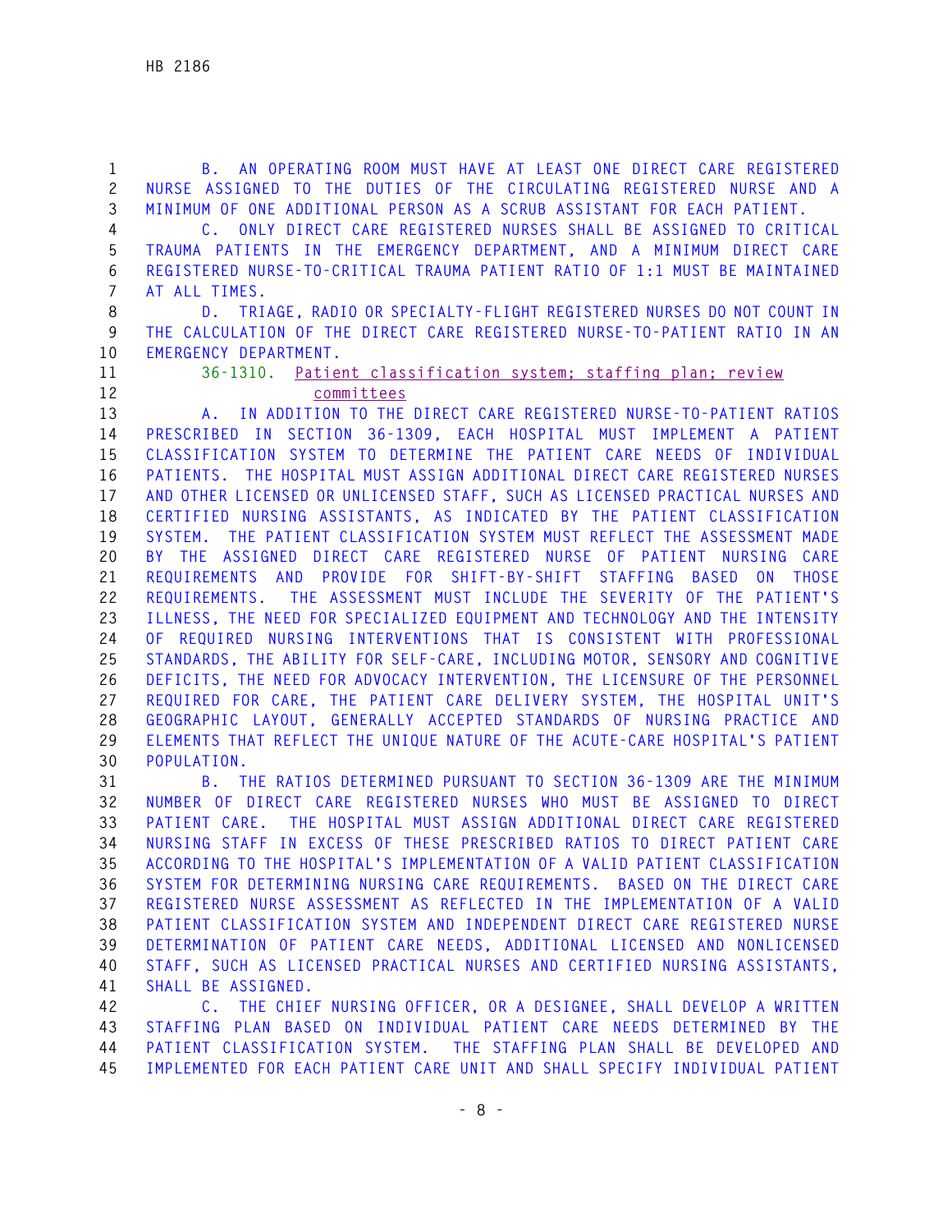B. AN OPERATING ROOM MUST HAVE AT LEAST ONE DIRECT CARE REGISTERED NURSE ASSIGNED TO THE DUTIES OF THE CIRCULATING REGISTERED NURSE AND A MINIMUM OF ONE ADDITIONAL PERSON AS A SCRUB ASSISTANT FOR EACH PATIENT.

C. ONLY DIRECT CARE REGISTERED NURSES SHALL BE ASSIGNED TO CRITICAL TRAUMA PATIENTS IN THE EMERGENCY DEPARTMENT, AND A MINIMUM DIRECT CARE REGISTERED NURSE-TO-CRITICAL TRAUMA PATIENT RATIO OF 1:1 MUST BE MAINTAINED AT ALL TIMES.

D. TRIAGE, RADIO OR SPECIALTY-FLIGHT REGISTERED NURSES DO NOT COUNT IN THE CALCULATION OF THE DIRECT CARE REGISTERED NURSE-TO-PATIENT RATIO IN AN EMERGENCY DEPARTMENT.

36-1310. Patient classification system; staffing plan; review committees

A. IN ADDITION TO THE DIRECT CARE REGISTERED NURSE-TO-PATIENT RATIOS PRESCRIBED IN SECTION 36-1309, EACH HOSPITAL MUST IMPLEMENT A PATIENT CLASSIFICATION SYSTEM TO DETERMINE THE PATIENT CARE NEEDS OF INDIVIDUAL PATIENTS. THE HOSPITAL MUST ASSIGN ADDITIONAL DIRECT CARE REGISTERED NURSES AND OTHER LICENSED OR UNLICENSED STAFF, SUCH AS LICENSED PRACTICAL NURSES AND CERTIFIED NURSING ASSISTANTS, AS INDICATED BY THE PATIENT CLASSIFICATION SYSTEM. THE PATIENT CLASSIFICATION SYSTEM MUST REFLECT THE ASSESSMENT MADE BY THE ASSIGNED DIRECT CARE REGISTERED NURSE OF PATIENT NURSING CARE REQUIREMENTS AND PROVIDE FOR SHIFT-BY-SHIFT STAFFING BASED ON THOSE REQUIREMENTS. THE ASSESSMENT MUST INCLUDE THE SEVERITY OF THE PATIENT'S ILLNESS, THE NEED FOR SPECIALIZED EQUIPMENT AND TECHNOLOGY AND THE INTENSITY OF REQUIRED NURSING INTERVENTIONS THAT IS CONSISTENT WITH PROFESSIONAL STANDARDS, THE ABILITY FOR SELF-CARE, INCLUDING MOTOR, SENSORY AND COGNITIVE DEFICITS, THE NEED FOR ADVOCACY INTERVENTION, THE LICENSURE OF THE PERSONNEL REQUIRED FOR CARE, THE PATIENT CARE DELIVERY SYSTEM, THE HOSPITAL UNIT'S GEOGRAPHIC LAYOUT, GENERALLY ACCEPTED STANDARDS OF NURSING PRACTICE AND ELEMENTS THAT REFLECT THE UNIQUE NATURE OF THE ACUTE-CARE HOSPITAL'S PATIENT POPULATION.

B. THE RATIOS DETERMINED PURSUANT TO SECTION 36-1309 ARE THE MINIMUM NUMBER OF DIRECT CARE REGISTERED NURSES WHO MUST BE ASSIGNED TO DIRECT PATIENT CARE. THE HOSPITAL MUST ASSIGN ADDITIONAL DIRECT CARE REGISTERED NURSING STAFF IN EXCESS OF THESE PRESCRIBED RATIOS TO DIRECT PATIENT CARE ACCORDING TO THE HOSPITAL'S IMPLEMENTATION OF A VALID PATIENT CLASSIFICATION SYSTEM FOR DETERMINING NURSING CARE REQUIREMENTS. BASED ON THE DIRECT CARE REGISTERED NURSE ASSESSMENT AS REFLECTED IN THE IMPLEMENTATION OF A VALID PATIENT CLASSIFICATION SYSTEM AND INDEPENDENT DIRECT CARE REGISTERED NURSE DETERMINATION OF PATIENT CARE NEEDS, ADDITIONAL LICENSED AND NONLICENSED STAFF, SUCH AS LICENSED PRACTICAL NURSES AND CERTIFIED NURSING ASSISTANTS, SHALL BE ASSIGNED.

C. THE CHIEF NURSING OFFICER, OR A DESIGNEE, SHALL DEVELOP A WRITTEN STAFFING PLAN BASED ON INDIVIDUAL PATIENT CARE NEEDS DETERMINED BY THE PATIENT CLASSIFICATION SYSTEM. THE STAFFING PLAN SHALL BE DEVELOPED AND IMPLEMENTED FOR EACH PATIENT CARE UNIT AND SHALL SPECIFY INDIVIDUAL PATIENT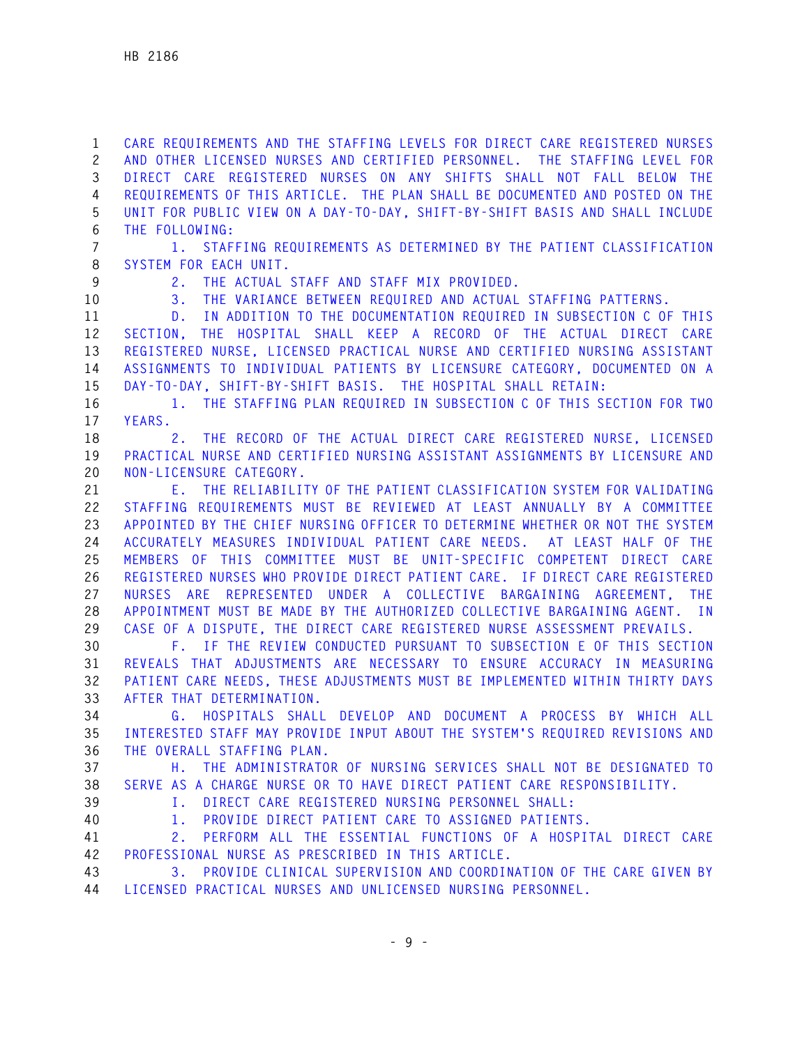CARE REQUIREMENTS AND THE STAFFING LEVELS FOR DIRECT CARE REGISTERED NURSES AND OTHER LICENSED NURSES AND CERTIFIED PERSONNEL. THE STAFFING LEVEL FOR DIRECT CARE REGISTERED NURSES ON ANY SHIFTS SHALL NOT FALL BELOW THE REQUIREMENTS OF THIS ARTICLE. THE PLAN SHALL BE DOCUMENTED AND POSTED ON THE UNIT FOR PUBLIC VIEW ON A DAY-TO-DAY, SHIFT-BY-SHIFT BASIS AND SHALL INCLUDE THE FOLLOWING:

1. STAFFING REQUIREMENTS AS DETERMINED BY THE PATIENT CLASSIFICATION SYSTEM FOR EACH UNIT.

2. THE ACTUAL STAFF AND STAFF MIX PROVIDED.

3. THE VARIANCE BETWEEN REQUIRED AND ACTUAL STAFFING PATTERNS.

D. IN ADDITION TO THE DOCUMENTATION REQUIRED IN SUBSECTION C OF THIS SECTION, THE HOSPITAL SHALL KEEP A RECORD OF THE ACTUAL DIRECT CARE REGISTERED NURSE, LICENSED PRACTICAL NURSE AND CERTIFIED NURSING ASSISTANT ASSIGNMENTS TO INDIVIDUAL PATIENTS BY LICENSURE CATEGORY, DOCUMENTED ON A DAY-TO-DAY, SHIFT-BY-SHIFT BASIS. THE HOSPITAL SHALL RETAIN:

1. THE STAFFING PLAN REQUIRED IN SUBSECTION C OF THIS SECTION FOR TWO YEARS.

2. THE RECORD OF THE ACTUAL DIRECT CARE REGISTERED NURSE, LICENSED PRACTICAL NURSE AND CERTIFIED NURSING ASSISTANT ASSIGNMENTS BY LICENSURE AND NON-LICENSURE CATEGORY.

E. THE RELIABILITY OF THE PATIENT CLASSIFICATION SYSTEM FOR VALIDATING STAFFING REQUIREMENTS MUST BE REVIEWED AT LEAST ANNUALLY BY A COMMITTEE APPOINTED BY THE CHIEF NURSING OFFICER TO DETERMINE WHETHER OR NOT THE SYSTEM ACCURATELY MEASURES INDIVIDUAL PATIENT CARE NEEDS. AT LEAST HALF OF THE MEMBERS OF THIS COMMITTEE MUST BE UNIT-SPECIFIC COMPETENT DIRECT CARE REGISTERED NURSES WHO PROVIDE DIRECT PATIENT CARE. IF DIRECT CARE REGISTERED NURSES ARE REPRESENTED UNDER A COLLECTIVE BARGAINING AGREEMENT, THE APPOINTMENT MUST BE MADE BY THE AUTHORIZED COLLECTIVE BARGAINING AGENT. IN CASE OF A DISPUTE, THE DIRECT CARE REGISTERED NURSE ASSESSMENT PREVAILS.

F. IF THE REVIEW CONDUCTED PURSUANT TO SUBSECTION E OF THIS SECTION REVEALS THAT ADJUSTMENTS ARE NECESSARY TO ENSURE ACCURACY IN MEASURING PATIENT CARE NEEDS, THESE ADJUSTMENTS MUST BE IMPLEMENTED WITHIN THIRTY DAYS AFTER THAT DETERMINATION.

G. HOSPITALS SHALL DEVELOP AND DOCUMENT A PROCESS BY WHICH ALL INTERESTED STAFF MAY PROVIDE INPUT ABOUT THE SYSTEM'S REQUIRED REVISIONS AND THE OVERALL STAFFING PLAN.

H. THE ADMINISTRATOR OF NURSING SERVICES SHALL NOT BE DESIGNATED TO SERVE AS A CHARGE NURSE OR TO HAVE DIRECT PATIENT CARE RESPONSIBILITY.

I. DIRECT CARE REGISTERED NURSING PERSONNEL SHALL:

1. PROVIDE DIRECT PATIENT CARE TO ASSIGNED PATIENTS.

2. PERFORM ALL THE ESSENTIAL FUNCTIONS OF A HOSPITAL DIRECT CARE PROFESSIONAL NURSE AS PRESCRIBED IN THIS ARTICLE.

3. PROVIDE CLINICAL SUPERVISION AND COORDINATION OF THE CARE GIVEN BY LICENSED PRACTICAL NURSES AND UNLICENSED NURSING PERSONNEL.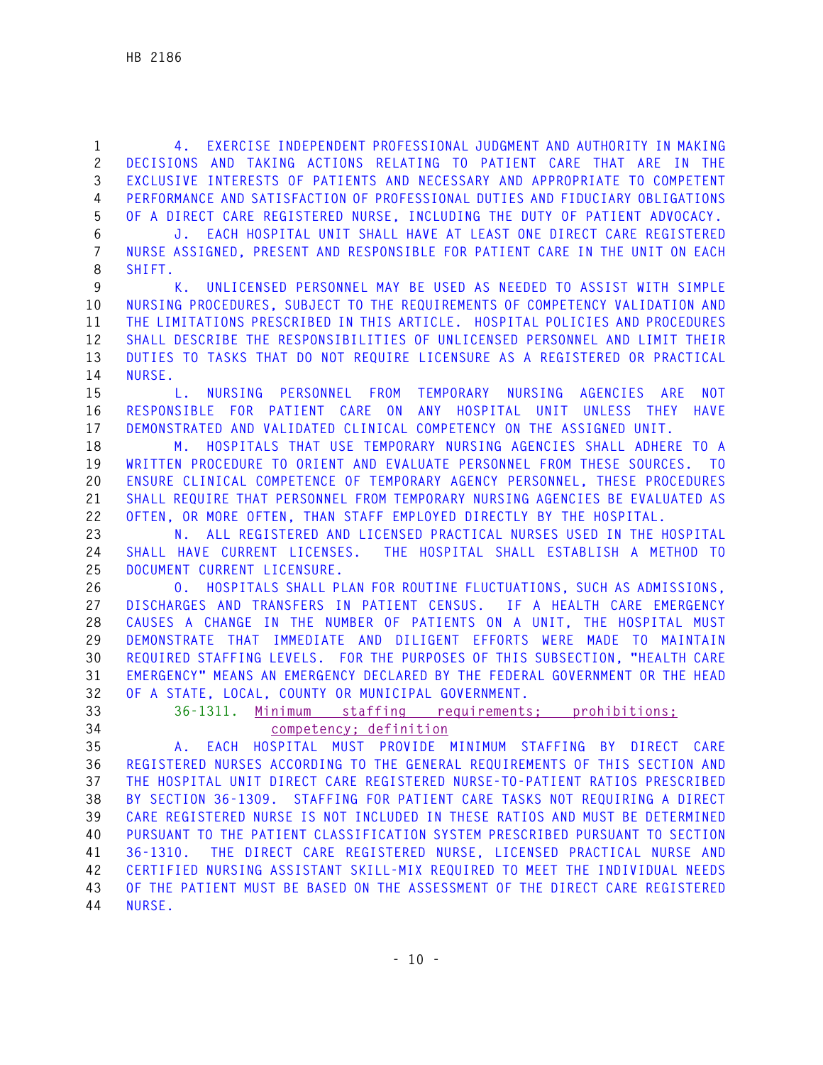4. EXERCISE INDEPENDENT PROFESSIONAL JUDGMENT AND AUTHORITY IN MAKING DECISIONS AND TAKING ACTIONS RELATING TO PATIENT CARE THAT ARE IN THE EXCLUSIVE INTERESTS OF PATIENTS AND NECESSARY AND APPROPRIATE TO COMPETENT PERFORMANCE AND SATISFACTION OF PROFESSIONAL DUTIES AND FIDUCIARY OBLIGATIONS OF A DIRECT CARE REGISTERED NURSE, INCLUDING THE DUTY OF PATIENT ADVOCACY.

J. EACH HOSPITAL UNIT SHALL HAVE AT LEAST ONE DIRECT CARE REGISTERED NURSE ASSIGNED, PRESENT AND RESPONSIBLE FOR PATIENT CARE IN THE UNIT ON EACH SHIFT.

K. UNLICENSED PERSONNEL MAY BE USED AS NEEDED TO ASSIST WITH SIMPLE NURSING PROCEDURES, SUBJECT TO THE REQUIREMENTS OF COMPETENCY VALIDATION AND THE LIMITATIONS PRESCRIBED IN THIS ARTICLE. HOSPITAL POLICIES AND PROCEDURES SHALL DESCRIBE THE RESPONSIBILITIES OF UNLICENSED PERSONNEL AND LIMIT THEIR DUTIES TO TASKS THAT DO NOT REQUIRE LICENSURE AS A REGISTERED OR PRACTICAL NURSE.

L. NURSING PERSONNEL FROM TEMPORARY NURSING AGENCIES ARE NOT RESPONSIBLE FOR PATIENT CARE ON ANY HOSPITAL UNIT UNLESS THEY HAVE DEMONSTRATED AND VALIDATED CLINICAL COMPETENCY ON THE ASSIGNED UNIT.

M. HOSPITALS THAT USE TEMPORARY NURSING AGENCIES SHALL ADHERE TO A WRITTEN PROCEDURE TO ORIENT AND EVALUATE PERSONNEL FROM THESE SOURCES. TO ENSURE CLINICAL COMPETENCE OF TEMPORARY AGENCY PERSONNEL, THESE PROCEDURES SHALL REQUIRE THAT PERSONNEL FROM TEMPORARY NURSING AGENCIES BE EVALUATED AS OFTEN, OR MORE OFTEN, THAN STAFF EMPLOYED DIRECTLY BY THE HOSPITAL.

N. ALL REGISTERED AND LICENSED PRACTICAL NURSES USED IN THE HOSPITAL SHALL HAVE CURRENT LICENSES. THE HOSPITAL SHALL ESTABLISH A METHOD TO DOCUMENT CURRENT LICENSURE.

O. HOSPITALS SHALL PLAN FOR ROUTINE FLUCTUATIONS, SUCH AS ADMISSIONS, DISCHARGES AND TRANSFERS IN PATIENT CENSUS. IF A HEALTH CARE EMERGENCY CAUSES A CHANGE IN THE NUMBER OF PATIENTS ON A UNIT, THE HOSPITAL MUST DEMONSTRATE THAT IMMEDIATE AND DILIGENT EFFORTS WERE MADE TO MAINTAIN REQUIRED STAFFING LEVELS. FOR THE PURPOSES OF THIS SUBSECTION, "HEALTH CARE EMERGENCY" MEANS AN EMERGENCY DECLARED BY THE FEDERAL GOVERNMENT OR THE HEAD OF A STATE, LOCAL, COUNTY OR MUNICIPAL GOVERNMENT.

36-1311. Minimum staffing requirements; prohibitions; competency; definition

A. EACH HOSPITAL MUST PROVIDE MINIMUM STAFFING BY DIRECT CARE REGISTERED NURSES ACCORDING TO THE GENERAL REQUIREMENTS OF THIS SECTION AND THE HOSPITAL UNIT DIRECT CARE REGISTERED NURSE-TO-PATIENT RATIOS PRESCRIBED BY SECTION 36-1309. STAFFING FOR PATIENT CARE TASKS NOT REQUIRING A DIRECT CARE REGISTERED NURSE IS NOT INCLUDED IN THESE RATIOS AND MUST BE DETERMINED PURSUANT TO THE PATIENT CLASSIFICATION SYSTEM PRESCRIBED PURSUANT TO SECTION 36-1310. THE DIRECT CARE REGISTERED NURSE, LICENSED PRACTICAL NURSE AND CERTIFIED NURSING ASSISTANT SKILL-MIX REQUIRED TO MEET THE INDIVIDUAL NEEDS OF THE PATIENT MUST BE BASED ON THE ASSESSMENT OF THE DIRECT CARE REGISTERED NURSE.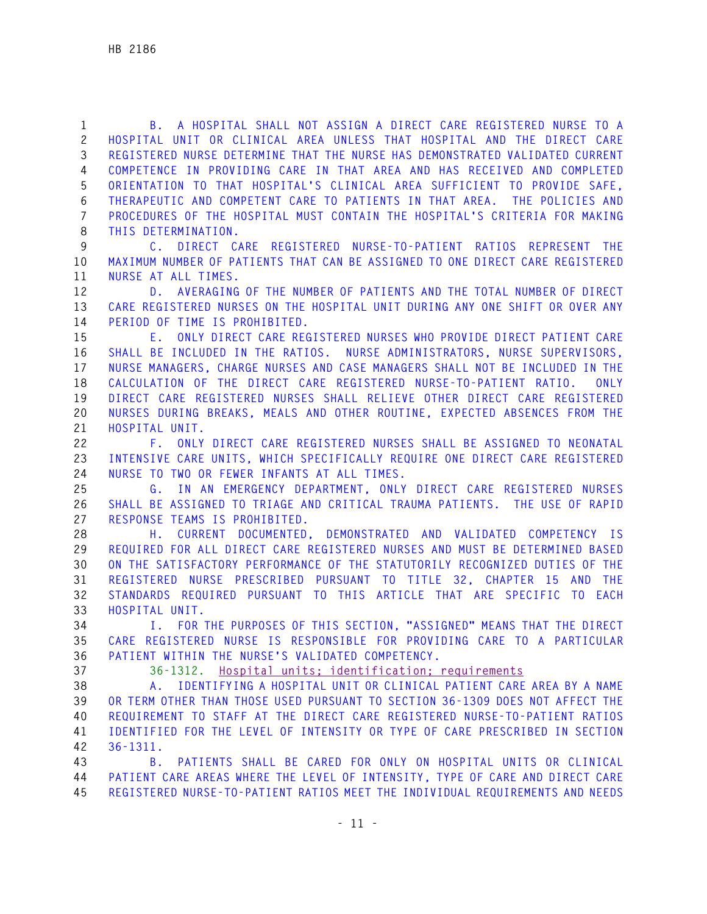B. A HOSPITAL SHALL NOT ASSIGN A DIRECT CARE REGISTERED NURSE TO A HOSPITAL UNIT OR CLINICAL AREA UNLESS THAT HOSPITAL AND THE DIRECT CARE REGISTERED NURSE DETERMINE THAT THE NURSE HAS DEMONSTRATED VALIDATED CURRENT COMPETENCE IN PROVIDING CARE IN THAT AREA AND HAS RECEIVED AND COMPLETED ORIENTATION TO THAT HOSPITAL'S CLINICAL AREA SUFFICIENT TO PROVIDE SAFE, THERAPEUTIC AND COMPETENT CARE TO PATIENTS IN THAT AREA. THE POLICIES AND PROCEDURES OF THE HOSPITAL MUST CONTAIN THE HOSPITAL'S CRITERIA FOR MAKING THIS DETERMINATION.

C. DIRECT CARE REGISTERED NURSE-TO-PATIENT RATIOS REPRESENT THE MAXIMUM NUMBER OF PATIENTS THAT CAN BE ASSIGNED TO ONE DIRECT CARE REGISTERED NURSE AT ALL TIMES.

D. AVERAGING OF THE NUMBER OF PATIENTS AND THE TOTAL NUMBER OF DIRECT CARE REGISTERED NURSES ON THE HOSPITAL UNIT DURING ANY ONE SHIFT OR OVER ANY PERIOD OF TIME IS PROHIBITED.

E. ONLY DIRECT CARE REGISTERED NURSES WHO PROVIDE DIRECT PATIENT CARE SHALL BE INCLUDED IN THE RATIOS. NURSE ADMINISTRATORS, NURSE SUPERVISORS, NURSE MANAGERS, CHARGE NURSES AND CASE MANAGERS SHALL NOT BE INCLUDED IN THE CALCULATION OF THE DIRECT CARE REGISTERED NURSE-TO-PATIENT RATIO. ONLY DIRECT CARE REGISTERED NURSES SHALL RELIEVE OTHER DIRECT CARE REGISTERED NURSES DURING BREAKS, MEALS AND OTHER ROUTINE, EXPECTED ABSENCES FROM THE HOSPITAL UNIT.

F. ONLY DIRECT CARE REGISTERED NURSES SHALL BE ASSIGNED TO NEONATAL INTENSIVE CARE UNITS, WHICH SPECIFICALLY REQUIRE ONE DIRECT CARE REGISTERED NURSE TO TWO OR FEWER INFANTS AT ALL TIMES.

G. IN AN EMERGENCY DEPARTMENT, ONLY DIRECT CARE REGISTERED NURSES SHALL BE ASSIGNED TO TRIAGE AND CRITICAL TRAUMA PATIENTS. THE USE OF RAPID RESPONSE TEAMS IS PROHIBITED.

H. CURRENT DOCUMENTED, DEMONSTRATED AND VALIDATED COMPETENCY IS REQUIRED FOR ALL DIRECT CARE REGISTERED NURSES AND MUST BE DETERMINED BASED ON THE SATISFACTORY PERFORMANCE OF THE STATUTORILY RECOGNIZED DUTIES OF THE REGISTERED NURSE PRESCRIBED PURSUANT TO TITLE 32, CHAPTER 15 AND THE STANDARDS REQUIRED PURSUANT TO THIS ARTICLE THAT ARE SPECIFIC TO EACH HOSPITAL UNIT.

I. FOR THE PURPOSES OF THIS SECTION, "ASSIGNED" MEANS THAT THE DIRECT CARE REGISTERED NURSE IS RESPONSIBLE FOR PROVIDING CARE TO A PARTICULAR PATIENT WITHIN THE NURSE'S VALIDATED COMPETENCY.

36-1312. Hospital units; identification; requirements

A. IDENTIFYING A HOSPITAL UNIT OR CLINICAL PATIENT CARE AREA BY A NAME OR TERM OTHER THAN THOSE USED PURSUANT TO SECTION 36-1309 DOES NOT AFFECT THE REQUIREMENT TO STAFF AT THE DIRECT CARE REGISTERED NURSE-TO-PATIENT RATIOS IDENTIFIED FOR THE LEVEL OF INTENSITY OR TYPE OF CARE PRESCRIBED IN SECTION 36-1311.

B. PATIENTS SHALL BE CARED FOR ONLY ON HOSPITAL UNITS OR CLINICAL PATIENT CARE AREAS WHERE THE LEVEL OF INTENSITY, TYPE OF CARE AND DIRECT CARE REGISTERED NURSE-TO-PATIENT RATIOS MEET THE INDIVIDUAL REQUIREMENTS AND NEEDS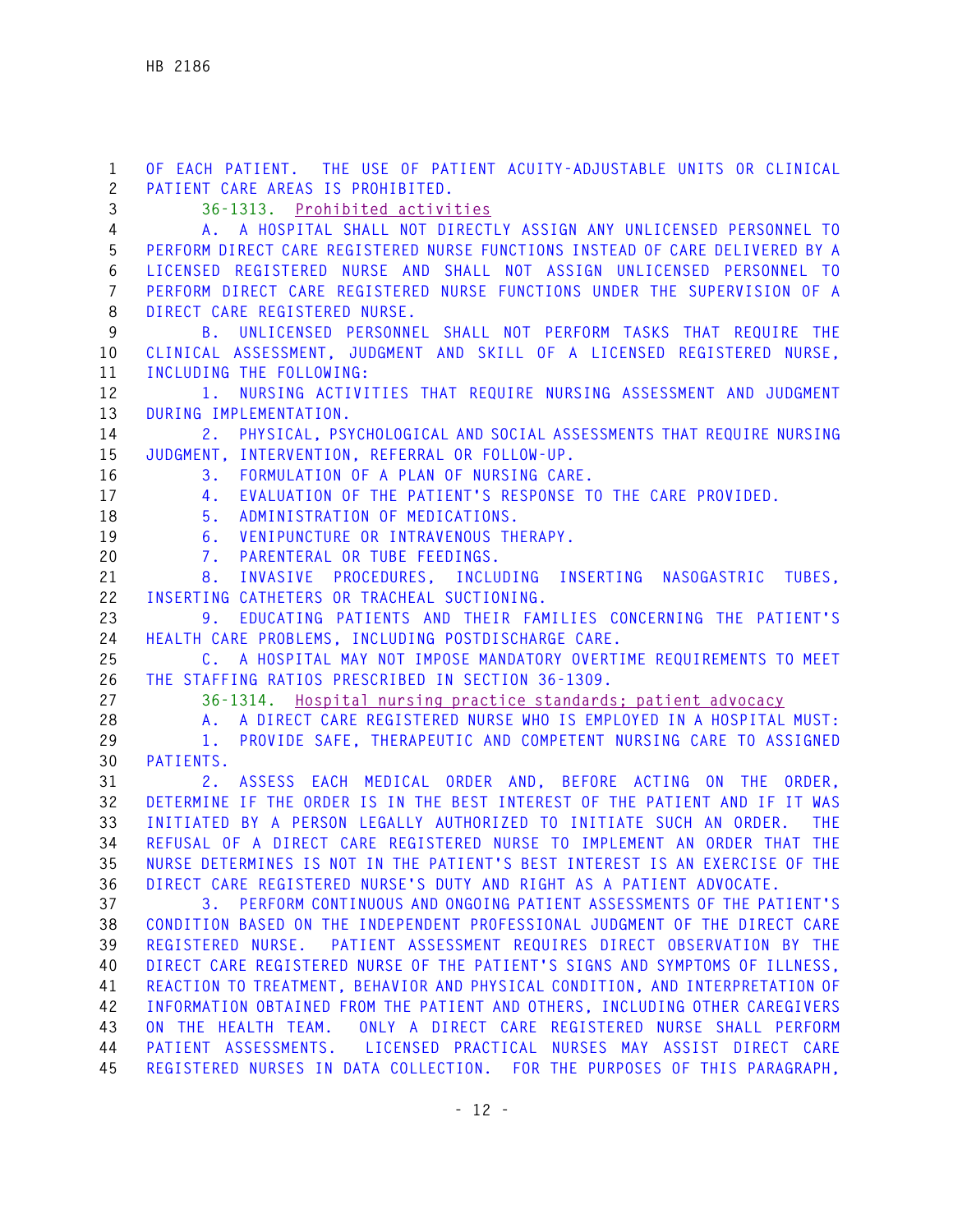OF EACH PATIENT. THE USE OF PATIENT ACUITY-ADJUSTABLE UNITS OR CLINICAL PATIENT CARE AREAS IS PROHIBITED.

36-1313. Prohibited activities

A. A HOSPITAL SHALL NOT DIRECTLY ASSIGN ANY UNLICENSED PERSONNEL TO PERFORM DIRECT CARE REGISTERED NURSE FUNCTIONS INSTEAD OF CARE DELIVERED BY A LICENSED REGISTERED NURSE AND SHALL NOT ASSIGN UNLICENSED PERSONNEL TO PERFORM DIRECT CARE REGISTERED NURSE FUNCTIONS UNDER THE SUPERVISION OF A DIRECT CARE REGISTERED NURSE.

B. UNLICENSED PERSONNEL SHALL NOT PERFORM TASKS THAT REQUIRE THE CLINICAL ASSESSMENT, JUDGMENT AND SKILL OF A LICENSED REGISTERED NURSE, INCLUDING THE FOLLOWING:

1. NURSING ACTIVITIES THAT REQUIRE NURSING ASSESSMENT AND JUDGMENT DURING IMPLEMENTATION.

2. PHYSICAL, PSYCHOLOGICAL AND SOCIAL ASSESSMENTS THAT REQUIRE NURSING JUDGMENT, INTERVENTION, REFERRAL OR FOLLOW-UP.

3. FORMULATION OF A PLAN OF NURSING CARE.

4. EVALUATION OF THE PATIENT'S RESPONSE TO THE CARE PROVIDED.

5. ADMINISTRATION OF MEDICATIONS.

6. VENIPUNCTURE OR INTRAVENOUS THERAPY.

7. PARENTERAL OR TUBE FEEDINGS.

8. INVASIVE PROCEDURES, INCLUDING INSERTING NASOGASTRIC TUBES, INSERTING CATHETERS OR TRACHEAL SUCTIONING.

9. EDUCATING PATIENTS AND THEIR FAMILIES CONCERNING THE PATIENT'S HEALTH CARE PROBLEMS, INCLUDING POSTDISCHARGE CARE.

C. A HOSPITAL MAY NOT IMPOSE MANDATORY OVERTIME REQUIREMENTS TO MEET THE STAFFING RATIOS PRESCRIBED IN SECTION 36-1309.

36-1314. Hospital nursing practice standards; patient advocacy

A. A DIRECT CARE REGISTERED NURSE WHO IS EMPLOYED IN A HOSPITAL MUST:

1. PROVIDE SAFE, THERAPEUTIC AND COMPETENT NURSING CARE TO ASSIGNED PATIENTS.

2. ASSESS EACH MEDICAL ORDER AND, BEFORE ACTING ON THE ORDER, DETERMINE IF THE ORDER IS IN THE BEST INTEREST OF THE PATIENT AND IF IT WAS INITIATED BY A PERSON LEGALLY AUTHORIZED TO INITIATE SUCH AN ORDER. THE REFUSAL OF A DIRECT CARE REGISTERED NURSE TO IMPLEMENT AN ORDER THAT THE NURSE DETERMINES IS NOT IN THE PATIENT'S BEST INTEREST IS AN EXERCISE OF THE DIRECT CARE REGISTERED NURSE'S DUTY AND RIGHT AS A PATIENT ADVOCATE.

3. PERFORM CONTINUOUS AND ONGOING PATIENT ASSESSMENTS OF THE PATIENT'S CONDITION BASED ON THE INDEPENDENT PROFESSIONAL JUDGMENT OF THE DIRECT CARE REGISTERED NURSE. PATIENT ASSESSMENT REQUIRES DIRECT OBSERVATION BY THE DIRECT CARE REGISTERED NURSE OF THE PATIENT'S SIGNS AND SYMPTOMS OF ILLNESS, REACTION TO TREATMENT, BEHAVIOR AND PHYSICAL CONDITION, AND INTERPRETATION OF INFORMATION OBTAINED FROM THE PATIENT AND OTHERS, INCLUDING OTHER CAREGIVERS ON THE HEALTH TEAM. ONLY A DIRECT CARE REGISTERED NURSE SHALL PERFORM PATIENT ASSESSMENTS. LICENSED PRACTICAL NURSES MAY ASSIST DIRECT CARE REGISTERED NURSES IN DATA COLLECTION. FOR THE PURPOSES OF THIS PARAGRAPH,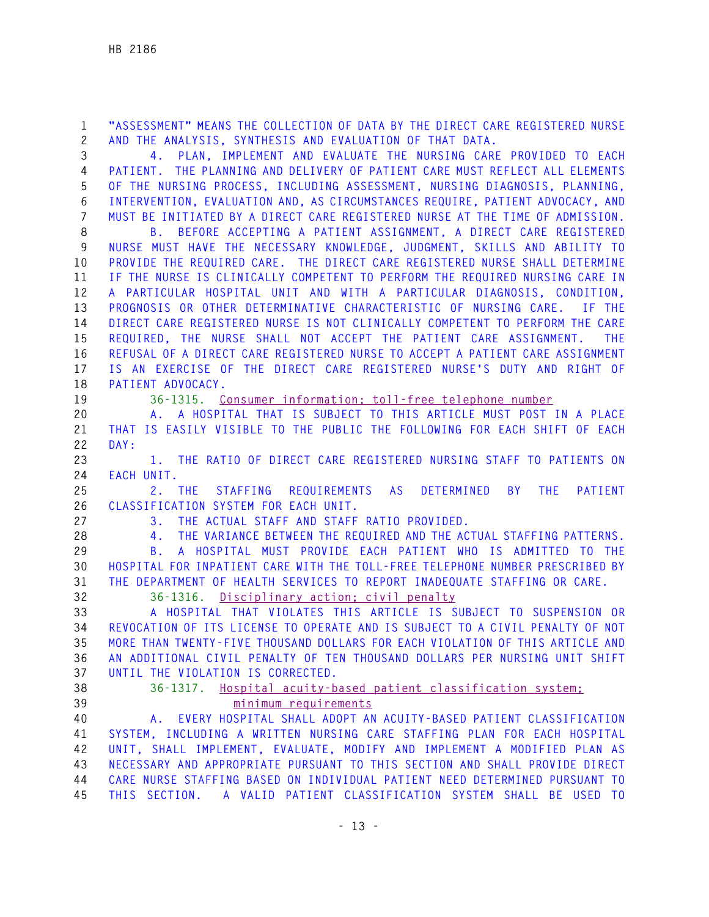"ASSESSMENT" MEANS THE COLLECTION OF DATA BY THE DIRECT CARE REGISTERED NURSE AND THE ANALYSIS, SYNTHESIS AND EVALUATION OF THAT DATA.

4. PLAN, IMPLEMENT AND EVALUATE THE NURSING CARE PROVIDED TO EACH PATIENT. THE PLANNING AND DELIVERY OF PATIENT CARE MUST REFLECT ALL ELEMENTS OF THE NURSING PROCESS, INCLUDING ASSESSMENT, NURSING DIAGNOSIS, PLANNING, INTERVENTION, EVALUATION AND, AS CIRCUMSTANCES REQUIRE, PATIENT ADVOCACY, AND MUST BE INITIATED BY A DIRECT CARE REGISTERED NURSE AT THE TIME OF ADMISSION.

B. BEFORE ACCEPTING A PATIENT ASSIGNMENT, A DIRECT CARE REGISTERED NURSE MUST HAVE THE NECESSARY KNOWLEDGE, JUDGMENT, SKILLS AND ABILITY TO PROVIDE THE REQUIRED CARE. THE DIRECT CARE REGISTERED NURSE SHALL DETERMINE IF THE NURSE IS CLINICALLY COMPETENT TO PERFORM THE REQUIRED NURSING CARE IN A PARTICULAR HOSPITAL UNIT AND WITH A PARTICULAR DIAGNOSIS, CONDITION, PROGNOSIS OR OTHER DETERMINATIVE CHARACTERISTIC OF NURSING CARE. IF THE DIRECT CARE REGISTERED NURSE IS NOT CLINICALLY COMPETENT TO PERFORM THE CARE REQUIRED, THE NURSE SHALL NOT ACCEPT THE PATIENT CARE ASSIGNMENT. THE REFUSAL OF A DIRECT CARE REGISTERED NURSE TO ACCEPT A PATIENT CARE ASSIGNMENT IS AN EXERCISE OF THE DIRECT CARE REGISTERED NURSE'S DUTY AND RIGHT OF PATIENT ADVOCACY.

36-1315. Consumer information; toll-free telephone number

A. A HOSPITAL THAT IS SUBJECT TO THIS ARTICLE MUST POST IN A PLACE THAT IS EASILY VISIBLE TO THE PUBLIC THE FOLLOWING FOR EACH SHIFT OF EACH DAY:

1. THE RATIO OF DIRECT CARE REGISTERED NURSING STAFF TO PATIENTS ON EACH UNIT.

2. THE STAFFING REQUIREMENTS AS DETERMINED BY THE PATIENT CLASSIFICATION SYSTEM FOR EACH UNIT.

3. THE ACTUAL STAFF AND STAFF RATIO PROVIDED.

4. THE VARIANCE BETWEEN THE REQUIRED AND THE ACTUAL STAFFING PATTERNS.

B. A HOSPITAL MUST PROVIDE EACH PATIENT WHO IS ADMITTED TO THE HOSPITAL FOR INPATIENT CARE WITH THE TOLL-FREE TELEPHONE NUMBER PRESCRIBED BY THE DEPARTMENT OF HEALTH SERVICES TO REPORT INADEQUATE STAFFING OR CARE.

36-1316. Disciplinary action; civil penalty

A HOSPITAL THAT VIOLATES THIS ARTICLE IS SUBJECT TO SUSPENSION OR REVOCATION OF ITS LICENSE TO OPERATE AND IS SUBJECT TO A CIVIL PENALTY OF NOT MORE THAN TWENTY-FIVE THOUSAND DOLLARS FOR EACH VIOLATION OF THIS ARTICLE AND AN ADDITIONAL CIVIL PENALTY OF TEN THOUSAND DOLLARS PER NURSING UNIT SHIFT UNTIL THE VIOLATION IS CORRECTED.

36-1317. Hospital acuity-based patient classification system; minimum requirements

A. EVERY HOSPITAL SHALL ADOPT AN ACUITY-BASED PATIENT CLASSIFICATION SYSTEM, INCLUDING A WRITTEN NURSING CARE STAFFING PLAN FOR EACH HOSPITAL UNIT, SHALL IMPLEMENT, EVALUATE, MODIFY AND IMPLEMENT A MODIFIED PLAN AS NECESSARY AND APPROPRIATE PURSUANT TO THIS SECTION AND SHALL PROVIDE DIRECT CARE NURSE STAFFING BASED ON INDIVIDUAL PATIENT NEED DETERMINED PURSUANT TO THIS SECTION. A VALID PATIENT CLASSIFICATION SYSTEM SHALL BE USED TO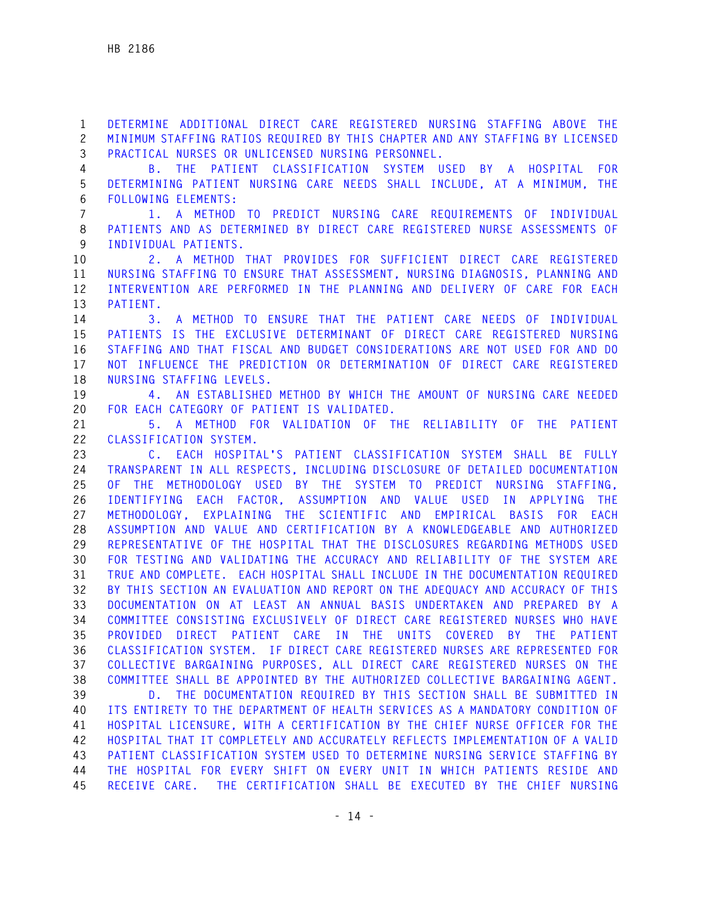DETERMINE ADDITIONAL DIRECT CARE REGISTERED NURSING STAFFING ABOVE THE MINIMUM STAFFING RATIOS REQUIRED BY THIS CHAPTER AND ANY STAFFING BY LICENSED PRACTICAL NURSES OR UNLICENSED NURSING PERSONNEL.

B. THE PATIENT CLASSIFICATION SYSTEM USED BY A HOSPITAL FOR DETERMINING PATIENT NURSING CARE NEEDS SHALL INCLUDE, AT A MINIMUM, THE FOLLOWING ELEMENTS:

1. A METHOD TO PREDICT NURSING CARE REQUIREMENTS OF INDIVIDUAL PATIENTS AND AS DETERMINED BY DIRECT CARE REGISTERED NURSE ASSESSMENTS OF INDIVIDUAL PATIENTS.

2. A METHOD THAT PROVIDES FOR SUFFICIENT DIRECT CARE REGISTERED NURSING STAFFING TO ENSURE THAT ASSESSMENT, NURSING DIAGNOSIS, PLANNING AND INTERVENTION ARE PERFORMED IN THE PLANNING AND DELIVERY OF CARE FOR EACH PATIENT.

3. A METHOD TO ENSURE THAT THE PATIENT CARE NEEDS OF INDIVIDUAL PATIENTS IS THE EXCLUSIVE DETERMINANT OF DIRECT CARE REGISTERED NURSING STAFFING AND THAT FISCAL AND BUDGET CONSIDERATIONS ARE NOT USED FOR AND DO NOT INFLUENCE THE PREDICTION OR DETERMINATION OF DIRECT CARE REGISTERED NURSING STAFFING LEVELS.

4. AN ESTABLISHED METHOD BY WHICH THE AMOUNT OF NURSING CARE NEEDED FOR EACH CATEGORY OF PATIENT IS VALIDATED.

5. A METHOD FOR VALIDATION OF THE RELIABILITY OF THE PATIENT CLASSIFICATION SYSTEM.

C. EACH HOSPITAL'S PATIENT CLASSIFICATION SYSTEM SHALL BE FULLY TRANSPARENT IN ALL RESPECTS, INCLUDING DISCLOSURE OF DETAILED DOCUMENTATION OF THE METHODOLOGY USED BY THE SYSTEM TO PREDICT NURSING STAFFING, IDENTIFYING EACH FACTOR, ASSUMPTION AND VALUE USED IN APPLYING THE METHODOLOGY, EXPLAINING THE SCIENTIFIC AND EMPIRICAL BASIS FOR EACH ASSUMPTION AND VALUE AND CERTIFICATION BY A KNOWLEDGEABLE AND AUTHORIZED REPRESENTATIVE OF THE HOSPITAL THAT THE DISCLOSURES REGARDING METHODS USED FOR TESTING AND VALIDATING THE ACCURACY AND RELIABILITY OF THE SYSTEM ARE TRUE AND COMPLETE. EACH HOSPITAL SHALL INCLUDE IN THE DOCUMENTATION REQUIRED BY THIS SECTION AN EVALUATION AND REPORT ON THE ADEQUACY AND ACCURACY OF THIS DOCUMENTATION ON AT LEAST AN ANNUAL BASIS UNDERTAKEN AND PREPARED BY A COMMITTEE CONSISTING EXCLUSIVELY OF DIRECT CARE REGISTERED NURSES WHO HAVE PROVIDED DIRECT PATIENT CARE IN THE UNITS COVERED BY THE PATIENT CLASSIFICATION SYSTEM. IF DIRECT CARE REGISTERED NURSES ARE REPRESENTED FOR COLLECTIVE BARGAINING PURPOSES, ALL DIRECT CARE REGISTERED NURSES ON THE COMMITTEE SHALL BE APPOINTED BY THE AUTHORIZED COLLECTIVE BARGAINING AGENT.

D. THE DOCUMENTATION REQUIRED BY THIS SECTION SHALL BE SUBMITTED IN ITS ENTIRETY TO THE DEPARTMENT OF HEALTH SERVICES AS A MANDATORY CONDITION OF HOSPITAL LICENSURE, WITH A CERTIFICATION BY THE CHIEF NURSE OFFICER FOR THE HOSPITAL THAT IT COMPLETELY AND ACCURATELY REFLECTS IMPLEMENTATION OF A VALID PATIENT CLASSIFICATION SYSTEM USED TO DETERMINE NURSING SERVICE STAFFING BY THE HOSPITAL FOR EVERY SHIFT ON EVERY UNIT IN WHICH PATIENTS RESIDE AND RECEIVE CARE. THE CERTIFICATION SHALL BE EXECUTED BY THE CHIEF NURSING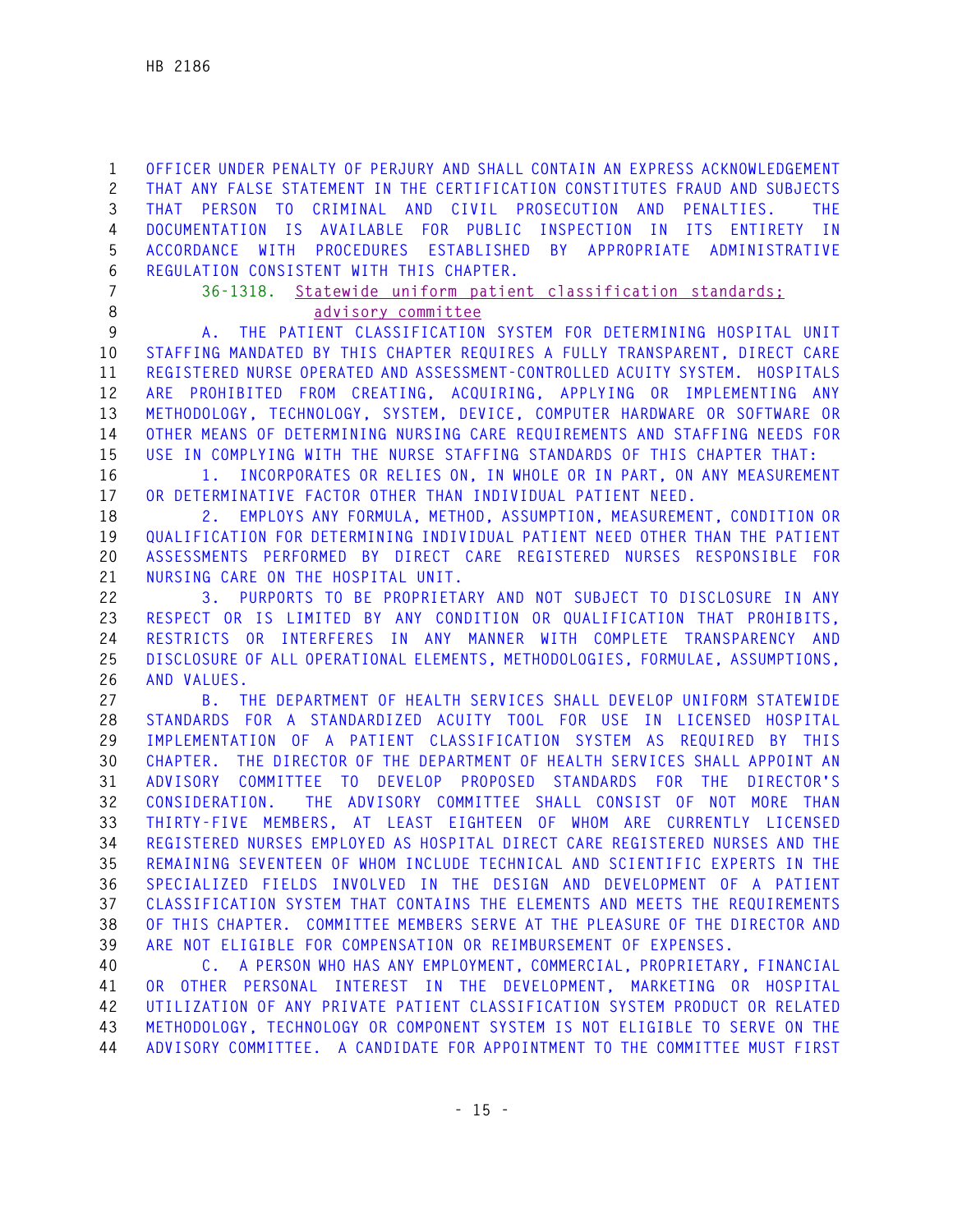OFFICER UNDER PENALTY OF PERJURY AND SHALL CONTAIN AN EXPRESS ACKNOWLEDGEMENT THAT ANY FALSE STATEMENT IN THE CERTIFICATION CONSTITUTES FRAUD AND SUBJECTS THAT PERSON TO CRIMINAL AND CIVIL PROSECUTION AND PENALTIES. THE DOCUMENTATION IS AVAILABLE FOR PUBLIC INSPECTION IN ITS ENTIRETY IN ACCORDANCE WITH PROCEDURES ESTABLISHED BY APPROPRIATE ADMINISTRATIVE REGULATION CONSISTENT WITH THIS CHAPTER.

36-1318. Statewide uniform patient classification standards; advisory committee

A. THE PATIENT CLASSIFICATION SYSTEM FOR DETERMINING HOSPITAL UNIT STAFFING MANDATED BY THIS CHAPTER REQUIRES A FULLY TRANSPARENT, DIRECT CARE REGISTERED NURSE OPERATED AND ASSESSMENT-CONTROLLED ACUITY SYSTEM. HOSPITALS ARE PROHIBITED FROM CREATING, ACQUIRING, APPLYING OR IMPLEMENTING ANY METHODOLOGY, TECHNOLOGY, SYSTEM, DEVICE, COMPUTER HARDWARE OR SOFTWARE OR OTHER MEANS OF DETERMINING NURSING CARE REQUIREMENTS AND STAFFING NEEDS FOR USE IN COMPLYING WITH THE NURSE STAFFING STANDARDS OF THIS CHAPTER THAT:

1. INCORPORATES OR RELIES ON, IN WHOLE OR IN PART, ON ANY MEASUREMENT OR DETERMINATIVE FACTOR OTHER THAN INDIVIDUAL PATIENT NEED.

2. EMPLOYS ANY FORMULA, METHOD, ASSUMPTION, MEASUREMENT, CONDITION OR QUALIFICATION FOR DETERMINING INDIVIDUAL PATIENT NEED OTHER THAN THE PATIENT ASSESSMENTS PERFORMED BY DIRECT CARE REGISTERED NURSES RESPONSIBLE FOR NURSING CARE ON THE HOSPITAL UNIT.

3. PURPORTS TO BE PROPRIETARY AND NOT SUBJECT TO DISCLOSURE IN ANY RESPECT OR IS LIMITED BY ANY CONDITION OR QUALIFICATION THAT PROHIBITS, RESTRICTS OR INTERFERES IN ANY MANNER WITH COMPLETE TRANSPARENCY AND DISCLOSURE OF ALL OPERATIONAL ELEMENTS, METHODOLOGIES, FORMULAE, ASSUMPTIONS, AND VALUES.

B. THE DEPARTMENT OF HEALTH SERVICES SHALL DEVELOP UNIFORM STATEWIDE STANDARDS FOR A STANDARDIZED ACUITY TOOL FOR USE IN LICENSED HOSPITAL IMPLEMENTATION OF A PATIENT CLASSIFICATION SYSTEM AS REQUIRED BY THIS CHAPTER. THE DIRECTOR OF THE DEPARTMENT OF HEALTH SERVICES SHALL APPOINT AN ADVISORY COMMITTEE TO DEVELOP PROPOSED STANDARDS FOR THE DIRECTOR'S CONSIDERATION. THE ADVISORY COMMITTEE SHALL CONSIST OF NOT MORE THAN THIRTY-FIVE MEMBERS, AT LEAST EIGHTEEN OF WHOM ARE CURRENTLY LICENSED REGISTERED NURSES EMPLOYED AS HOSPITAL DIRECT CARE REGISTERED NURSES AND THE REMAINING SEVENTEEN OF WHOM INCLUDE TECHNICAL AND SCIENTIFIC EXPERTS IN THE SPECIALIZED FIELDS INVOLVED IN THE DESIGN AND DEVELOPMENT OF A PATIENT CLASSIFICATION SYSTEM THAT CONTAINS THE ELEMENTS AND MEETS THE REQUIREMENTS OF THIS CHAPTER. COMMITTEE MEMBERS SERVE AT THE PLEASURE OF THE DIRECTOR AND ARE NOT ELIGIBLE FOR COMPENSATION OR REIMBURSEMENT OF EXPENSES.

C. A PERSON WHO HAS ANY EMPLOYMENT, COMMERCIAL, PROPRIETARY, FINANCIAL OR OTHER PERSONAL INTEREST IN THE DEVELOPMENT, MARKETING OR HOSPITAL UTILIZATION OF ANY PRIVATE PATIENT CLASSIFICATION SYSTEM PRODUCT OR RELATED METHODOLOGY, TECHNOLOGY OR COMPONENT SYSTEM IS NOT ELIGIBLE TO SERVE ON THE ADVISORY COMMITTEE. A CANDIDATE FOR APPOINTMENT TO THE COMMITTEE MUST FIRST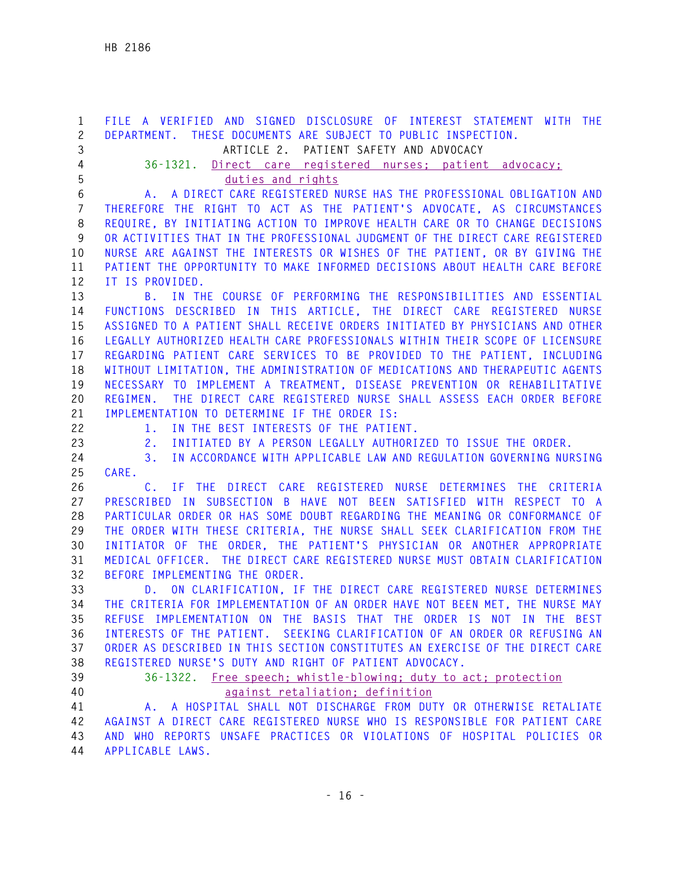FILE A VERIFIED AND SIGNED DISCLOSURE OF INTEREST STATEMENT WITH THE DEPARTMENT. THESE DOCUMENTS ARE SUBJECT TO PUBLIC INSPECTION.

ARTICLE 2. PATIENT SAFETY AND ADVOCACY

36-1321. Direct care registered nurses; patient advocacy; duties and rights

A. A DIRECT CARE REGISTERED NURSE HAS THE PROFESSIONAL OBLIGATION AND THEREFORE THE RIGHT TO ACT AS THE PATIENT'S ADVOCATE, AS CIRCUMSTANCES REQUIRE, BY INITIATING ACTION TO IMPROVE HEALTH CARE OR TO CHANGE DECISIONS OR ACTIVITIES THAT IN THE PROFESSIONAL JUDGMENT OF THE DIRECT CARE REGISTERED NURSE ARE AGAINST THE INTERESTS OR WISHES OF THE PATIENT, OR BY GIVING THE PATIENT THE OPPORTUNITY TO MAKE INFORMED DECISIONS ABOUT HEALTH CARE BEFORE IT IS PROVIDED.

B. IN THE COURSE OF PERFORMING THE RESPONSIBILITIES AND ESSENTIAL FUNCTIONS DESCRIBED IN THIS ARTICLE, THE DIRECT CARE REGISTERED NURSE ASSIGNED TO A PATIENT SHALL RECEIVE ORDERS INITIATED BY PHYSICIANS AND OTHER LEGALLY AUTHORIZED HEALTH CARE PROFESSIONALS WITHIN THEIR SCOPE OF LICENSURE REGARDING PATIENT CARE SERVICES TO BE PROVIDED TO THE PATIENT, INCLUDING WITHOUT LIMITATION, THE ADMINISTRATION OF MEDICATIONS AND THERAPEUTIC AGENTS NECESSARY TO IMPLEMENT A TREATMENT, DISEASE PREVENTION OR REHABILITATIVE REGIMEN. THE DIRECT CARE REGISTERED NURSE SHALL ASSESS EACH ORDER BEFORE IMPLEMENTATION TO DETERMINE IF THE ORDER IS:

1. IN THE BEST INTERESTS OF THE PATIENT.

2. INITIATED BY A PERSON LEGALLY AUTHORIZED TO ISSUE THE ORDER.

3. IN ACCORDANCE WITH APPLICABLE LAW AND REGULATION GOVERNING NURSING CARE.

C. IF THE DIRECT CARE REGISTERED NURSE DETERMINES THE CRITERIA PRESCRIBED IN SUBSECTION B HAVE NOT BEEN SATISFIED WITH RESPECT TO A PARTICULAR ORDER OR HAS SOME DOUBT REGARDING THE MEANING OR CONFORMANCE OF THE ORDER WITH THESE CRITERIA, THE NURSE SHALL SEEK CLARIFICATION FROM THE INITIATOR OF THE ORDER, THE PATIENT'S PHYSICIAN OR ANOTHER APPROPRIATE MEDICAL OFFICER. THE DIRECT CARE REGISTERED NURSE MUST OBTAIN CLARIFICATION BEFORE IMPLEMENTING THE ORDER.

D. ON CLARIFICATION, IF THE DIRECT CARE REGISTERED NURSE DETERMINES THE CRITERIA FOR IMPLEMENTATION OF AN ORDER HAVE NOT BEEN MET, THE NURSE MAY REFUSE IMPLEMENTATION ON THE BASIS THAT THE ORDER IS NOT IN THE BEST INTERESTS OF THE PATIENT. SEEKING CLARIFICATION OF AN ORDER OR REFUSING AN ORDER AS DESCRIBED IN THIS SECTION CONSTITUTES AN EXERCISE OF THE DIRECT CARE REGISTERED NURSE'S DUTY AND RIGHT OF PATIENT ADVOCACY.

36-1322. Free speech; whistle-blowing; duty to act; protection against retaliation; definition

A. A HOSPITAL SHALL NOT DISCHARGE FROM DUTY OR OTHERWISE RETALIATE AGAINST A DIRECT CARE REGISTERED NURSE WHO IS RESPONSIBLE FOR PATIENT CARE AND WHO REPORTS UNSAFE PRACTICES OR VIOLATIONS OF HOSPITAL POLICIES OR APPLICABLE LAWS.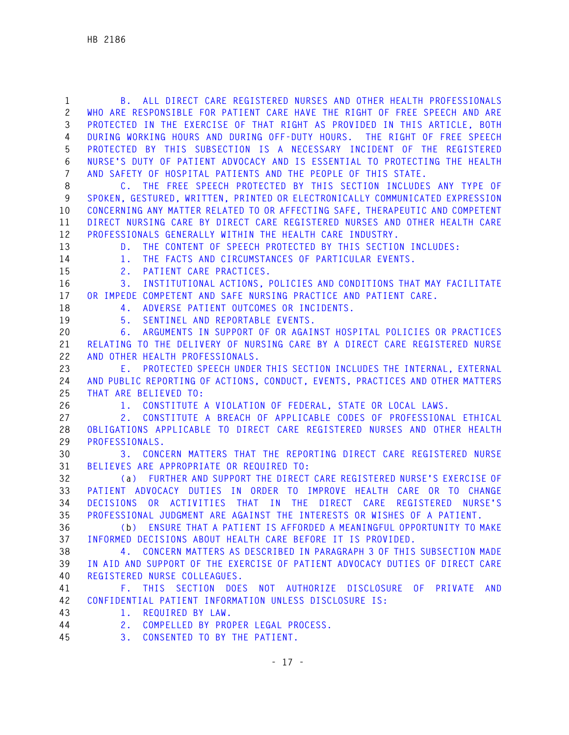B. ALL DIRECT CARE REGISTERED NURSES AND OTHER HEALTH PROFESSIONALS WHO ARE RESPONSIBLE FOR PATIENT CARE HAVE THE RIGHT OF FREE SPEECH AND ARE PROTECTED IN THE EXERCISE OF THAT RIGHT AS PROVIDED IN THIS ARTICLE, BOTH DURING WORKING HOURS AND DURING OFF-DUTY HOURS. THE RIGHT OF FREE SPEECH PROTECTED BY THIS SUBSECTION IS A NECESSARY INCIDENT OF THE REGISTERED NURSE'S DUTY OF PATIENT ADVOCACY AND IS ESSENTIAL TO PROTECTING THE HEALTH AND SAFETY OF HOSPITAL PATIENTS AND THE PEOPLE OF THIS STATE.

C. THE FREE SPEECH PROTECTED BY THIS SECTION INCLUDES ANY TYPE OF SPOKEN, GESTURED, WRITTEN, PRINTED OR ELECTRONICALLY COMMUNICATED EXPRESSION CONCERNING ANY MATTER RELATED TO OR AFFECTING SAFE, THERAPEUTIC AND COMPETENT DIRECT NURSING CARE BY DIRECT CARE REGISTERED NURSES AND OTHER HEALTH CARE PROFESSIONALS GENERALLY WITHIN THE HEALTH CARE INDUSTRY.

D. THE CONTENT OF SPEECH PROTECTED BY THIS SECTION INCLUDES:

1. THE FACTS AND CIRCUMSTANCES OF PARTICULAR EVENTS.

2. PATIENT CARE PRACTICES.

3. INSTITUTIONAL ACTIONS, POLICIES AND CONDITIONS THAT MAY FACILITATE OR IMPEDE COMPETENT AND SAFE NURSING PRACTICE AND PATIENT CARE.

4. ADVERSE PATIENT OUTCOMES OR INCIDENTS.

5. SENTINEL AND REPORTABLE EVENTS.

6. ARGUMENTS IN SUPPORT OF OR AGAINST HOSPITAL POLICIES OR PRACTICES RELATING TO THE DELIVERY OF NURSING CARE BY A DIRECT CARE REGISTERED NURSE AND OTHER HEALTH PROFESSIONALS.

E. PROTECTED SPEECH UNDER THIS SECTION INCLUDES THE INTERNAL, EXTERNAL AND PUBLIC REPORTING OF ACTIONS, CONDUCT, EVENTS, PRACTICES AND OTHER MATTERS THAT ARE BELIEVED TO:

1. CONSTITUTE A VIOLATION OF FEDERAL, STATE OR LOCAL LAWS.

2. CONSTITUTE A BREACH OF APPLICABLE CODES OF PROFESSIONAL ETHICAL OBLIGATIONS APPLICABLE TO DIRECT CARE REGISTERED NURSES AND OTHER HEALTH PROFESSIONALS.

3. CONCERN MATTERS THAT THE REPORTING DIRECT CARE REGISTERED NURSE BELIEVES ARE APPROPRIATE OR REQUIRED TO:

(a) FURTHER AND SUPPORT THE DIRECT CARE REGISTERED NURSE'S EXERCISE OF PATIENT ADVOCACY DUTIES IN ORDER TO IMPROVE HEALTH CARE OR TO CHANGE DECISIONS OR ACTIVITIES THAT IN THE DIRECT CARE REGISTERED NURSE'S PROFESSIONAL JUDGMENT ARE AGAINST THE INTERESTS OR WISHES OF A PATIENT.

(b) ENSURE THAT A PATIENT IS AFFORDED A MEANINGFUL OPPORTUNITY TO MAKE INFORMED DECISIONS ABOUT HEALTH CARE BEFORE IT IS PROVIDED.

4. CONCERN MATTERS AS DESCRIBED IN PARAGRAPH 3 OF THIS SUBSECTION MADE IN AID AND SUPPORT OF THE EXERCISE OF PATIENT ADVOCACY DUTIES OF DIRECT CARE REGISTERED NURSE COLLEAGUES.

F. THIS SECTION DOES NOT AUTHORIZE DISCLOSURE OF PRIVATE AND CONFIDENTIAL PATIENT INFORMATION UNLESS DISCLOSURE IS:

1. REQUIRED BY LAW.

2. COMPELLED BY PROPER LEGAL PROCESS.

3. CONSENTED TO BY THE PATIENT.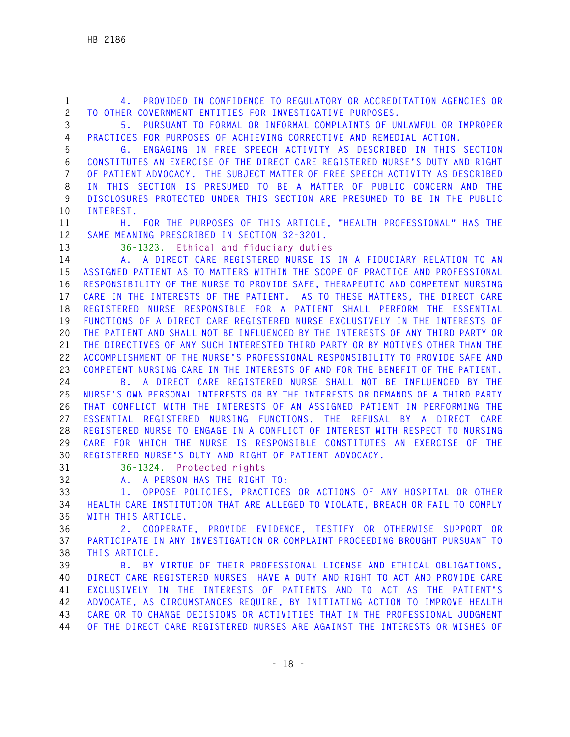4. PROVIDED IN CONFIDENCE TO REGULATORY OR ACCREDITATION AGENCIES OR TO OTHER GOVERNMENT ENTITIES FOR INVESTIGATIVE PURPOSES.

5. PURSUANT TO FORMAL OR INFORMAL COMPLAINTS OF UNLAWFUL OR IMPROPER PRACTICES FOR PURPOSES OF ACHIEVING CORRECTIVE AND REMEDIAL ACTION.

G. ENGAGING IN FREE SPEECH ACTIVITY AS DESCRIBED IN THIS SECTION CONSTITUTES AN EXERCISE OF THE DIRECT CARE REGISTERED NURSE'S DUTY AND RIGHT OF PATIENT ADVOCACY. THE SUBJECT MATTER OF FREE SPEECH ACTIVITY AS DESCRIBED IN THIS SECTION IS PRESUMED TO BE A MATTER OF PUBLIC CONCERN AND THE DISCLOSURES PROTECTED UNDER THIS SECTION ARE PRESUMED TO BE IN THE PUBLIC INTEREST.

H. FOR THE PURPOSES OF THIS ARTICLE, "HEALTH PROFESSIONAL" HAS THE SAME MEANING PRESCRIBED IN SECTION 32-3201.

36-1323. Ethical and fiduciary duties

A. A DIRECT CARE REGISTERED NURSE IS IN A FIDUCIARY RELATION TO AN ASSIGNED PATIENT AS TO MATTERS WITHIN THE SCOPE OF PRACTICE AND PROFESSIONAL RESPONSIBILITY OF THE NURSE TO PROVIDE SAFE, THERAPEUTIC AND COMPETENT NURSING CARE IN THE INTERESTS OF THE PATIENT. AS TO THESE MATTERS, THE DIRECT CARE REGISTERED NURSE RESPONSIBLE FOR A PATIENT SHALL PERFORM THE ESSENTIAL FUNCTIONS OF A DIRECT CARE REGISTERED NURSE EXCLUSIVELY IN THE INTERESTS OF THE PATIENT AND SHALL NOT BE INFLUENCED BY THE INTERESTS OF ANY THIRD PARTY OR THE DIRECTIVES OF ANY SUCH INTERESTED THIRD PARTY OR BY MOTIVES OTHER THAN THE ACCOMPLISHMENT OF THE NURSE'S PROFESSIONAL RESPONSIBILITY TO PROVIDE SAFE AND COMPETENT NURSING CARE IN THE INTERESTS OF AND FOR THE BENEFIT OF THE PATIENT.

B. A DIRECT CARE REGISTERED NURSE SHALL NOT BE INFLUENCED BY THE NURSE'S OWN PERSONAL INTERESTS OR BY THE INTERESTS OR DEMANDS OF A THIRD PARTY THAT CONFLICT WITH THE INTERESTS OF AN ASSIGNED PATIENT IN PERFORMING THE ESSENTIAL REGISTERED NURSING FUNCTIONS. THE REFUSAL BY A DIRECT CARE REGISTERED NURSE TO ENGAGE IN A CONFLICT OF INTEREST WITH RESPECT TO NURSING CARE FOR WHICH THE NURSE IS RESPONSIBLE CONSTITUTES AN EXERCISE OF THE REGISTERED NURSE'S DUTY AND RIGHT OF PATIENT ADVOCACY.

36-1324. Protected rights

A. A PERSON HAS THE RIGHT TO:

1. OPPOSE POLICIES, PRACTICES OR ACTIONS OF ANY HOSPITAL OR OTHER HEALTH CARE INSTITUTION THAT ARE ALLEGED TO VIOLATE, BREACH OR FAIL TO COMPLY WITH THIS ARTICLE.

2. COOPERATE, PROVIDE EVIDENCE, TESTIFY OR OTHERWISE SUPPORT OR PARTICIPATE IN ANY INVESTIGATION OR COMPLAINT PROCEEDING BROUGHT PURSUANT TO THIS ARTICLE.

B. BY VIRTUE OF THEIR PROFESSIONAL LICENSE AND ETHICAL OBLIGATIONS, DIRECT CARE REGISTERED NURSES HAVE A DUTY AND RIGHT TO ACT AND PROVIDE CARE EXCLUSIVELY IN THE INTERESTS OF PATIENTS AND TO ACT AS THE PATIENT'S ADVOCATE, AS CIRCUMSTANCES REQUIRE, BY INITIATING ACTION TO IMPROVE HEALTH CARE OR TO CHANGE DECISIONS OR ACTIVITIES THAT IN THE PROFESSIONAL JUDGMENT OF THE DIRECT CARE REGISTERED NURSES ARE AGAINST THE INTERESTS OR WISHES OF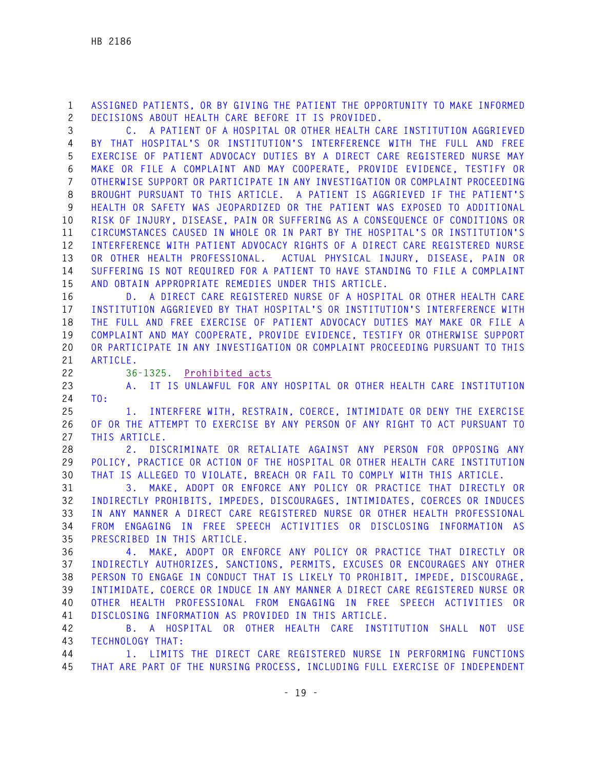ASSIGNED PATIENTS, OR BY GIVING THE PATIENT THE OPPORTUNITY TO MAKE INFORMED DECISIONS ABOUT HEALTH CARE BEFORE IT IS PROVIDED.

C. A PATIENT OF A HOSPITAL OR OTHER HEALTH CARE INSTITUTION AGGRIEVED BY THAT HOSPITAL'S OR INSTITUTION'S INTERFERENCE WITH THE FULL AND FREE EXERCISE OF PATIENT ADVOCACY DUTIES BY A DIRECT CARE REGISTERED NURSE MAY MAKE OR FILE A COMPLAINT AND MAY COOPERATE, PROVIDE EVIDENCE, TESTIFY OR OTHERWISE SUPPORT OR PARTICIPATE IN ANY INVESTIGATION OR COMPLAINT PROCEEDING BROUGHT PURSUANT TO THIS ARTICLE. A PATIENT IS AGGRIEVED IF THE PATIENT'S HEALTH OR SAFETY WAS JEOPARDIZED OR THE PATIENT WAS EXPOSED TO ADDITIONAL RISK OF INJURY, DISEASE, PAIN OR SUFFERING AS A CONSEQUENCE OF CONDITIONS OR CIRCUMSTANCES CAUSED IN WHOLE OR IN PART BY THE HOSPITAL'S OR INSTITUTION'S INTERFERENCE WITH PATIENT ADVOCACY RIGHTS OF A DIRECT CARE REGISTERED NURSE OR OTHER HEALTH PROFESSIONAL. ACTUAL PHYSICAL INJURY, DISEASE, PAIN OR SUFFERING IS NOT REQUIRED FOR A PATIENT TO HAVE STANDING TO FILE A COMPLAINT AND OBTAIN APPROPRIATE REMEDIES UNDER THIS ARTICLE.

D. A DIRECT CARE REGISTERED NURSE OF A HOSPITAL OR OTHER HEALTH CARE INSTITUTION AGGRIEVED BY THAT HOSPITAL'S OR INSTITUTION'S INTERFERENCE WITH THE FULL AND FREE EXERCISE OF PATIENT ADVOCACY DUTIES MAY MAKE OR FILE A COMPLAINT AND MAY COOPERATE, PROVIDE EVIDENCE, TESTIFY OR OTHERWISE SUPPORT OR PARTICIPATE IN ANY INVESTIGATION OR COMPLAINT PROCEEDING PURSUANT TO THIS ARTICLE.

36-1325. Prohibited acts

A. IT IS UNLAWFUL FOR ANY HOSPITAL OR OTHER HEALTH CARE INSTITUTION TO:

1. INTERFERE WITH, RESTRAIN, COERCE, INTIMIDATE OR DENY THE EXERCISE OF OR THE ATTEMPT TO EXERCISE BY ANY PERSON OF ANY RIGHT TO ACT PURSUANT TO THIS ARTICLE.

2. DISCRIMINATE OR RETALIATE AGAINST ANY PERSON FOR OPPOSING ANY POLICY, PRACTICE OR ACTION OF THE HOSPITAL OR OTHER HEALTH CARE INSTITUTION THAT IS ALLEGED TO VIOLATE, BREACH OR FAIL TO COMPLY WITH THIS ARTICLE.

3. MAKE, ADOPT OR ENFORCE ANY POLICY OR PRACTICE THAT DIRECTLY OR INDIRECTLY PROHIBITS, IMPEDES, DISCOURAGES, INTIMIDATES, COERCES OR INDUCES IN ANY MANNER A DIRECT CARE REGISTERED NURSE OR OTHER HEALTH PROFESSIONAL FROM ENGAGING IN FREE SPEECH ACTIVITIES OR DISCLOSING INFORMATION AS PRESCRIBED IN THIS ARTICLE.

4. MAKE, ADOPT OR ENFORCE ANY POLICY OR PRACTICE THAT DIRECTLY OR INDIRECTLY AUTHORIZES, SANCTIONS, PERMITS, EXCUSES OR ENCOURAGES ANY OTHER PERSON TO ENGAGE IN CONDUCT THAT IS LIKELY TO PROHIBIT, IMPEDE, DISCOURAGE, INTIMIDATE, COERCE OR INDUCE IN ANY MANNER A DIRECT CARE REGISTERED NURSE OR OTHER HEALTH PROFESSIONAL FROM ENGAGING IN FREE SPEECH ACTIVITIES OR DISCLOSING INFORMATION AS PROVIDED IN THIS ARTICLE.

B. A HOSPITAL OR OTHER HEALTH CARE INSTITUTION SHALL NOT USE TECHNOLOGY THAT:

1. LIMITS THE DIRECT CARE REGISTERED NURSE IN PERFORMING FUNCTIONS THAT ARE PART OF THE NURSING PROCESS, INCLUDING FULL EXERCISE OF INDEPENDENT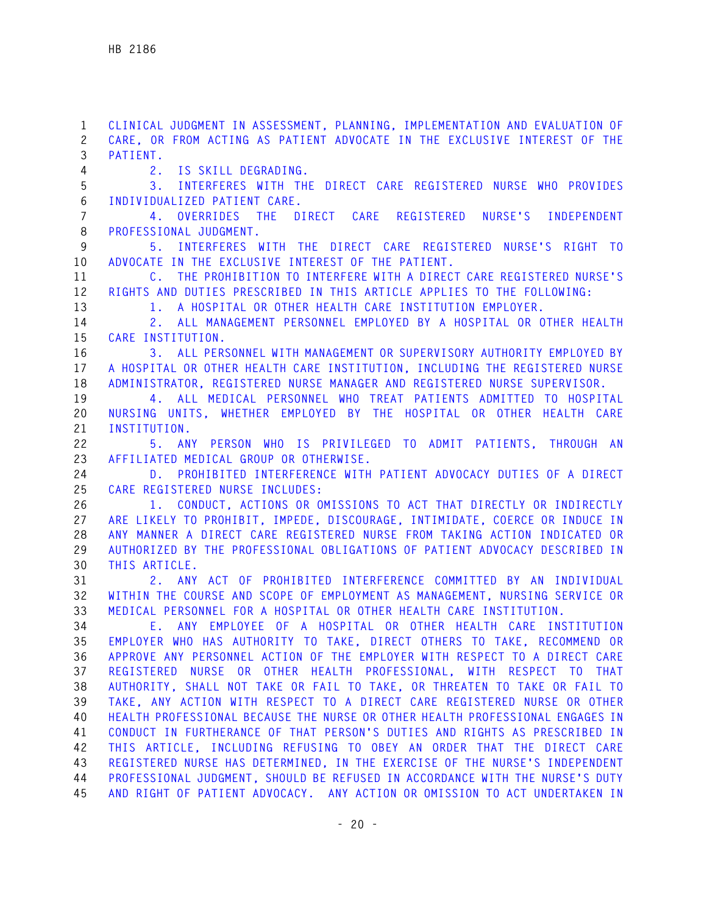CLINICAL JUDGMENT IN ASSESSMENT, PLANNING, IMPLEMENTATION AND EVALUATION OF CARE, OR FROM ACTING AS PATIENT ADVOCATE IN THE EXCLUSIVE INTEREST OF THE PATIENT.

2. IS SKILL DEGRADING.

3. INTERFERES WITH THE DIRECT CARE REGISTERED NURSE WHO PROVIDES INDIVIDUALIZED PATIENT CARE.

4. OVERRIDES THE DIRECT CARE REGISTERED NURSE'S INDEPENDENT PROFESSIONAL JUDGMENT.

5. INTERFERES WITH THE DIRECT CARE REGISTERED NURSE'S RIGHT TO ADVOCATE IN THE EXCLUSIVE INTEREST OF THE PATIENT.

C. THE PROHIBITION TO INTERFERE WITH A DIRECT CARE REGISTERED NURSE'S RIGHTS AND DUTIES PRESCRIBED IN THIS ARTICLE APPLIES TO THE FOLLOWING:

1. A HOSPITAL OR OTHER HEALTH CARE INSTITUTION EMPLOYER.

2. ALL MANAGEMENT PERSONNEL EMPLOYED BY A HOSPITAL OR OTHER HEALTH CARE INSTITUTION.

3. ALL PERSONNEL WITH MANAGEMENT OR SUPERVISORY AUTHORITY EMPLOYED BY A HOSPITAL OR OTHER HEALTH CARE INSTITUTION, INCLUDING THE REGISTERED NURSE ADMINISTRATOR, REGISTERED NURSE MANAGER AND REGISTERED NURSE SUPERVISOR.

4. ALL MEDICAL PERSONNEL WHO TREAT PATIENTS ADMITTED TO HOSPITAL NURSING UNITS, WHETHER EMPLOYED BY THE HOSPITAL OR OTHER HEALTH CARE INSTITUTION.

5. ANY PERSON WHO IS PRIVILEGED TO ADMIT PATIENTS, THROUGH AN AFFILIATED MEDICAL GROUP OR OTHERWISE.

D. PROHIBITED INTERFERENCE WITH PATIENT ADVOCACY DUTIES OF A DIRECT CARE REGISTERED NURSE INCLUDES:

1. CONDUCT, ACTIONS OR OMISSIONS TO ACT THAT DIRECTLY OR INDIRECTLY ARE LIKELY TO PROHIBIT, IMPEDE, DISCOURAGE, INTIMIDATE, COERCE OR INDUCE IN ANY MANNER A DIRECT CARE REGISTERED NURSE FROM TAKING ACTION INDICATED OR AUTHORIZED BY THE PROFESSIONAL OBLIGATIONS OF PATIENT ADVOCACY DESCRIBED IN THIS ARTICLE.

2. ANY ACT OF PROHIBITED INTERFERENCE COMMITTED BY AN INDIVIDUAL WITHIN THE COURSE AND SCOPE OF EMPLOYMENT AS MANAGEMENT, NURSING SERVICE OR MEDICAL PERSONNEL FOR A HOSPITAL OR OTHER HEALTH CARE INSTITUTION.

E. ANY EMPLOYEE OF A HOSPITAL OR OTHER HEALTH CARE INSTITUTION EMPLOYER WHO HAS AUTHORITY TO TAKE, DIRECT OTHERS TO TAKE, RECOMMEND OR APPROVE ANY PERSONNEL ACTION OF THE EMPLOYER WITH RESPECT TO A DIRECT CARE REGISTERED NURSE OR OTHER HEALTH PROFESSIONAL, WITH RESPECT TO THAT AUTHORITY, SHALL NOT TAKE OR FAIL TO TAKE, OR THREATEN TO TAKE OR FAIL TO TAKE, ANY ACTION WITH RESPECT TO A DIRECT CARE REGISTERED NURSE OR OTHER HEALTH PROFESSIONAL BECAUSE THE NURSE OR OTHER HEALTH PROFESSIONAL ENGAGES IN CONDUCT IN FURTHERANCE OF THAT PERSON'S DUTIES AND RIGHTS AS PRESCRIBED IN THIS ARTICLE, INCLUDING REFUSING TO OBEY AN ORDER THAT THE DIRECT CARE REGISTERED NURSE HAS DETERMINED, IN THE EXERCISE OF THE NURSE'S INDEPENDENT PROFESSIONAL JUDGMENT, SHOULD BE REFUSED IN ACCORDANCE WITH THE NURSE'S DUTY AND RIGHT OF PATIENT ADVOCACY. ANY ACTION OR OMISSION TO ACT UNDERTAKEN IN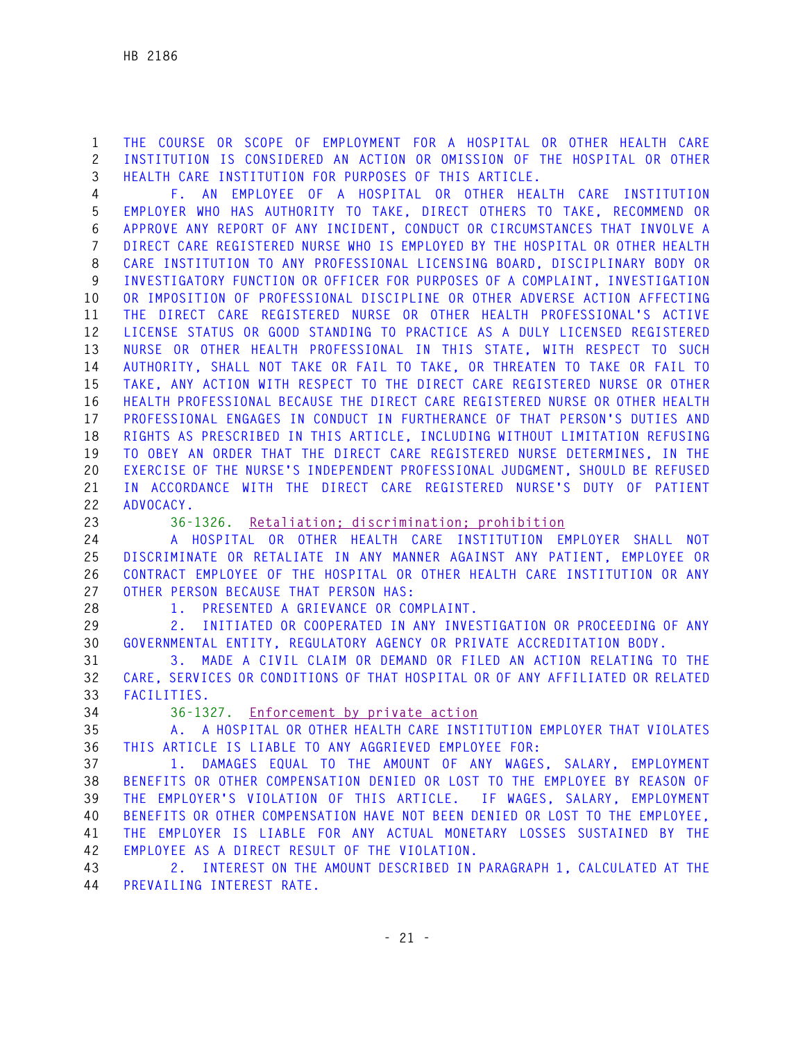THE COURSE OR SCOPE OF EMPLOYMENT FOR A HOSPITAL OR OTHER HEALTH CARE INSTITUTION IS CONSIDERED AN ACTION OR OMISSION OF THE HOSPITAL OR OTHER HEALTH CARE INSTITUTION FOR PURPOSES OF THIS ARTICLE.

F. AN EMPLOYEE OF A HOSPITAL OR OTHER HEALTH CARE INSTITUTION EMPLOYER WHO HAS AUTHORITY TO TAKE, DIRECT OTHERS TO TAKE, RECOMMEND OR APPROVE ANY REPORT OF ANY INCIDENT, CONDUCT OR CIRCUMSTANCES THAT INVOLVE A DIRECT CARE REGISTERED NURSE WHO IS EMPLOYED BY THE HOSPITAL OR OTHER HEALTH CARE INSTITUTION TO ANY PROFESSIONAL LICENSING BOARD, DISCIPLINARY BODY OR INVESTIGATORY FUNCTION OR OFFICER FOR PURPOSES OF A COMPLAINT, INVESTIGATION OR IMPOSITION OF PROFESSIONAL DISCIPLINE OR OTHER ADVERSE ACTION AFFECTING THE DIRECT CARE REGISTERED NURSE OR OTHER HEALTH PROFESSIONAL'S ACTIVE LICENSE STATUS OR GOOD STANDING TO PRACTICE AS A DULY LICENSED REGISTERED NURSE OR OTHER HEALTH PROFESSIONAL IN THIS STATE, WITH RESPECT TO SUCH AUTHORITY, SHALL NOT TAKE OR FAIL TO TAKE, OR THREATEN TO TAKE OR FAIL TO TAKE, ANY ACTION WITH RESPECT TO THE DIRECT CARE REGISTERED NURSE OR OTHER HEALTH PROFESSIONAL BECAUSE THE DIRECT CARE REGISTERED NURSE OR OTHER HEALTH PROFESSIONAL ENGAGES IN CONDUCT IN FURTHERANCE OF THAT PERSON'S DUTIES AND RIGHTS AS PRESCRIBED IN THIS ARTICLE, INCLUDING WITHOUT LIMITATION REFUSING TO OBEY AN ORDER THAT THE DIRECT CARE REGISTERED NURSE DETERMINES, IN THE EXERCISE OF THE NURSE'S INDEPENDENT PROFESSIONAL JUDGMENT, SHOULD BE REFUSED IN ACCORDANCE WITH THE DIRECT CARE REGISTERED NURSE'S DUTY OF PATIENT ADVOCACY.

36-1326. Retaliation; discrimination; prohibition

A HOSPITAL OR OTHER HEALTH CARE INSTITUTION EMPLOYER SHALL NOT DISCRIMINATE OR RETALIATE IN ANY MANNER AGAINST ANY PATIENT, EMPLOYEE OR CONTRACT EMPLOYEE OF THE HOSPITAL OR OTHER HEALTH CARE INSTITUTION OR ANY OTHER PERSON BECAUSE THAT PERSON HAS:

1. PRESENTED A GRIEVANCE OR COMPLAINT.

2. INITIATED OR COOPERATED IN ANY INVESTIGATION OR PROCEEDING OF ANY GOVERNMENTAL ENTITY, REGULATORY AGENCY OR PRIVATE ACCREDITATION BODY.

3. MADE A CIVIL CLAIM OR DEMAND OR FILED AN ACTION RELATING TO THE CARE, SERVICES OR CONDITIONS OF THAT HOSPITAL OR OF ANY AFFILIATED OR RELATED FACILITIES.

36-1327. Enforcement by private action

A. A HOSPITAL OR OTHER HEALTH CARE INSTITUTION EMPLOYER THAT VIOLATES THIS ARTICLE IS LIABLE TO ANY AGGRIEVED EMPLOYEE FOR:

1. DAMAGES EQUAL TO THE AMOUNT OF ANY WAGES, SALARY, EMPLOYMENT BENEFITS OR OTHER COMPENSATION DENIED OR LOST TO THE EMPLOYEE BY REASON OF THE EMPLOYER'S VIOLATION OF THIS ARTICLE. IF WAGES, SALARY, EMPLOYMENT BENEFITS OR OTHER COMPENSATION HAVE NOT BEEN DENIED OR LOST TO THE EMPLOYEE, THE EMPLOYER IS LIABLE FOR ANY ACTUAL MONETARY LOSSES SUSTAINED BY THE EMPLOYEE AS A DIRECT RESULT OF THE VIOLATION.

2. INTEREST ON THE AMOUNT DESCRIBED IN PARAGRAPH 1, CALCULATED AT THE PREVAILING INTEREST RATE.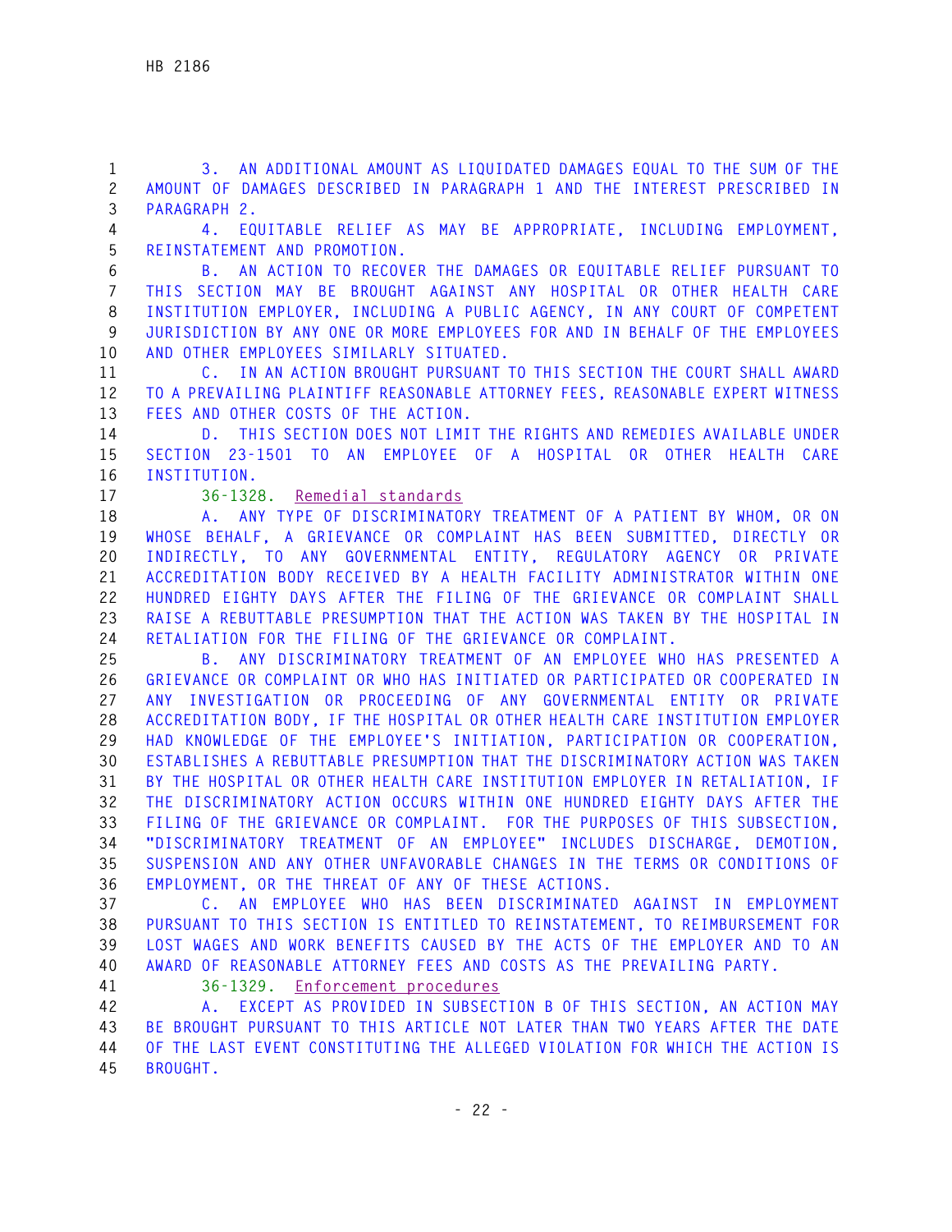3. AN ADDITIONAL AMOUNT AS LIQUIDATED DAMAGES EQUAL TO THE SUM OF THE AMOUNT OF DAMAGES DESCRIBED IN PARAGRAPH 1 AND THE INTEREST PRESCRIBED IN PARAGRAPH 2.

4. EQUITABLE RELIEF AS MAY BE APPROPRIATE, INCLUDING EMPLOYMENT, REINSTATEMENT AND PROMOTION.

B. AN ACTION TO RECOVER THE DAMAGES OR EQUITABLE RELIEF PURSUANT TO THIS SECTION MAY BE BROUGHT AGAINST ANY HOSPITAL OR OTHER HEALTH CARE INSTITUTION EMPLOYER, INCLUDING A PUBLIC AGENCY, IN ANY COURT OF COMPETENT JURISDICTION BY ANY ONE OR MORE EMPLOYEES FOR AND IN BEHALF OF THE EMPLOYEES AND OTHER EMPLOYEES SIMILARLY SITUATED.

C. IN AN ACTION BROUGHT PURSUANT TO THIS SECTION THE COURT SHALL AWARD TO A PREVAILING PLAINTIFF REASONABLE ATTORNEY FEES, REASONABLE EXPERT WITNESS FEES AND OTHER COSTS OF THE ACTION.

D. THIS SECTION DOES NOT LIMIT THE RIGHTS AND REMEDIES AVAILABLE UNDER SECTION 23-1501 TO AN EMPLOYEE OF A HOSPITAL OR OTHER HEALTH CARE INSTITUTION.

36-1328. Remedial standards

A. ANY TYPE OF DISCRIMINATORY TREATMENT OF A PATIENT BY WHOM, OR ON WHOSE BEHALF, A GRIEVANCE OR COMPLAINT HAS BEEN SUBMITTED, DIRECTLY OR INDIRECTLY, TO ANY GOVERNMENTAL ENTITY, REGULATORY AGENCY OR PRIVATE ACCREDITATION BODY RECEIVED BY A HEALTH FACILITY ADMINISTRATOR WITHIN ONE HUNDRED EIGHTY DAYS AFTER THE FILING OF THE GRIEVANCE OR COMPLAINT SHALL RAISE A REBUTTABLE PRESUMPTION THAT THE ACTION WAS TAKEN BY THE HOSPITAL IN RETALIATION FOR THE FILING OF THE GRIEVANCE OR COMPLAINT.

B. ANY DISCRIMINATORY TREATMENT OF AN EMPLOYEE WHO HAS PRESENTED A GRIEVANCE OR COMPLAINT OR WHO HAS INITIATED OR PARTICIPATED OR COOPERATED IN ANY INVESTIGATION OR PROCEEDING OF ANY GOVERNMENTAL ENTITY OR PRIVATE ACCREDITATION BODY, IF THE HOSPITAL OR OTHER HEALTH CARE INSTITUTION EMPLOYER HAD KNOWLEDGE OF THE EMPLOYEE'S INITIATION, PARTICIPATION OR COOPERATION, ESTABLISHES A REBUTTABLE PRESUMPTION THAT THE DISCRIMINATORY ACTION WAS TAKEN BY THE HOSPITAL OR OTHER HEALTH CARE INSTITUTION EMPLOYER IN RETALIATION, IF THE DISCRIMINATORY ACTION OCCURS WITHIN ONE HUNDRED EIGHTY DAYS AFTER THE FILING OF THE GRIEVANCE OR COMPLAINT. FOR THE PURPOSES OF THIS SUBSECTION, "DISCRIMINATORY TREATMENT OF AN EMPLOYEE" INCLUDES DISCHARGE, DEMOTION, SUSPENSION AND ANY OTHER UNFAVORABLE CHANGES IN THE TERMS OR CONDITIONS OF EMPLOYMENT, OR THE THREAT OF ANY OF THESE ACTIONS.

C. AN EMPLOYEE WHO HAS BEEN DISCRIMINATED AGAINST IN EMPLOYMENT PURSUANT TO THIS SECTION IS ENTITLED TO REINSTATEMENT, TO REIMBURSEMENT FOR LOST WAGES AND WORK BENEFITS CAUSED BY THE ACTS OF THE EMPLOYER AND TO AN AWARD OF REASONABLE ATTORNEY FEES AND COSTS AS THE PREVAILING PARTY.

36-1329. Enforcement procedures

A. EXCEPT AS PROVIDED IN SUBSECTION B OF THIS SECTION, AN ACTION MAY BE BROUGHT PURSUANT TO THIS ARTICLE NOT LATER THAN TWO YEARS AFTER THE DATE OF THE LAST EVENT CONSTITUTING THE ALLEGED VIOLATION FOR WHICH THE ACTION IS BROUGHT.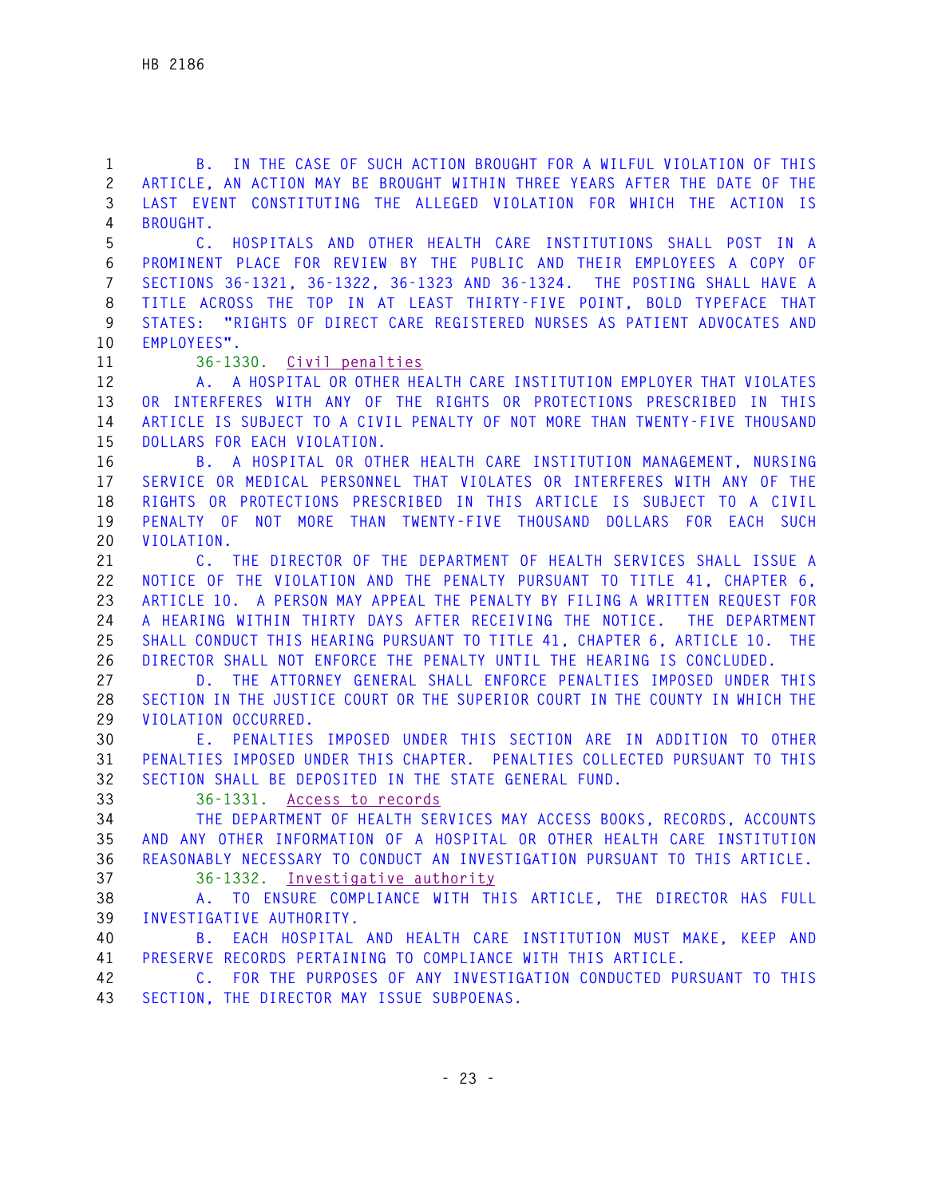B. IN THE CASE OF SUCH ACTION BROUGHT FOR A WILFUL VIOLATION OF THIS ARTICLE, AN ACTION MAY BE BROUGHT WITHIN THREE YEARS AFTER THE DATE OF THE LAST EVENT CONSTITUTING THE ALLEGED VIOLATION FOR WHICH THE ACTION IS BROUGHT.

C. HOSPITALS AND OTHER HEALTH CARE INSTITUTIONS SHALL POST IN A PROMINENT PLACE FOR REVIEW BY THE PUBLIC AND THEIR EMPLOYEES A COPY OF SECTIONS 36-1321, 36-1322, 36-1323 AND 36-1324. THE POSTING SHALL HAVE A TITLE ACROSS THE TOP IN AT LEAST THIRTY-FIVE POINT, BOLD TYPEFACE THAT STATES: "RIGHTS OF DIRECT CARE REGISTERED NURSES AS PATIENT ADVOCATES AND EMPLOYEES".

36-1330. Civil penalties

A. A HOSPITAL OR OTHER HEALTH CARE INSTITUTION EMPLOYER THAT VIOLATES OR INTERFERES WITH ANY OF THE RIGHTS OR PROTECTIONS PRESCRIBED IN THIS ARTICLE IS SUBJECT TO A CIVIL PENALTY OF NOT MORE THAN TWENTY-FIVE THOUSAND DOLLARS FOR EACH VIOLATION.

B. A HOSPITAL OR OTHER HEALTH CARE INSTITUTION MANAGEMENT, NURSING SERVICE OR MEDICAL PERSONNEL THAT VIOLATES OR INTERFERES WITH ANY OF THE RIGHTS OR PROTECTIONS PRESCRIBED IN THIS ARTICLE IS SUBJECT TO A CIVIL PENALTY OF NOT MORE THAN TWENTY-FIVE THOUSAND DOLLARS FOR EACH SUCH VIOLATION.

C. THE DIRECTOR OF THE DEPARTMENT OF HEALTH SERVICES SHALL ISSUE A NOTICE OF THE VIOLATION AND THE PENALTY PURSUANT TO TITLE 41, CHAPTER 6, ARTICLE 10. A PERSON MAY APPEAL THE PENALTY BY FILING A WRITTEN REQUEST FOR A HEARING WITHIN THIRTY DAYS AFTER RECEIVING THE NOTICE. THE DEPARTMENT SHALL CONDUCT THIS HEARING PURSUANT TO TITLE 41, CHAPTER 6, ARTICLE 10. THE DIRECTOR SHALL NOT ENFORCE THE PENALTY UNTIL THE HEARING IS CONCLUDED.

D. THE ATTORNEY GENERAL SHALL ENFORCE PENALTIES IMPOSED UNDER THIS SECTION IN THE JUSTICE COURT OR THE SUPERIOR COURT IN THE COUNTY IN WHICH THE VIOLATION OCCURRED.

E. PENALTIES IMPOSED UNDER THIS SECTION ARE IN ADDITION TO OTHER PENALTIES IMPOSED UNDER THIS CHAPTER. PENALTIES COLLECTED PURSUANT TO THIS SECTION SHALL BE DEPOSITED IN THE STATE GENERAL FUND.

36-1331. Access to records

THE DEPARTMENT OF HEALTH SERVICES MAY ACCESS BOOKS, RECORDS, ACCOUNTS AND ANY OTHER INFORMATION OF A HOSPITAL OR OTHER HEALTH CARE INSTITUTION REASONABLY NECESSARY TO CONDUCT AN INVESTIGATION PURSUANT TO THIS ARTICLE.

36-1332. Investigative authority

A. TO ENSURE COMPLIANCE WITH THIS ARTICLE, THE DIRECTOR HAS FULL INVESTIGATIVE AUTHORITY.

B. EACH HOSPITAL AND HEALTH CARE INSTITUTION MUST MAKE, KEEP AND PRESERVE RECORDS PERTAINING TO COMPLIANCE WITH THIS ARTICLE.

C. FOR THE PURPOSES OF ANY INVESTIGATION CONDUCTED PURSUANT TO THIS SECTION, THE DIRECTOR MAY ISSUE SUBPOENAS.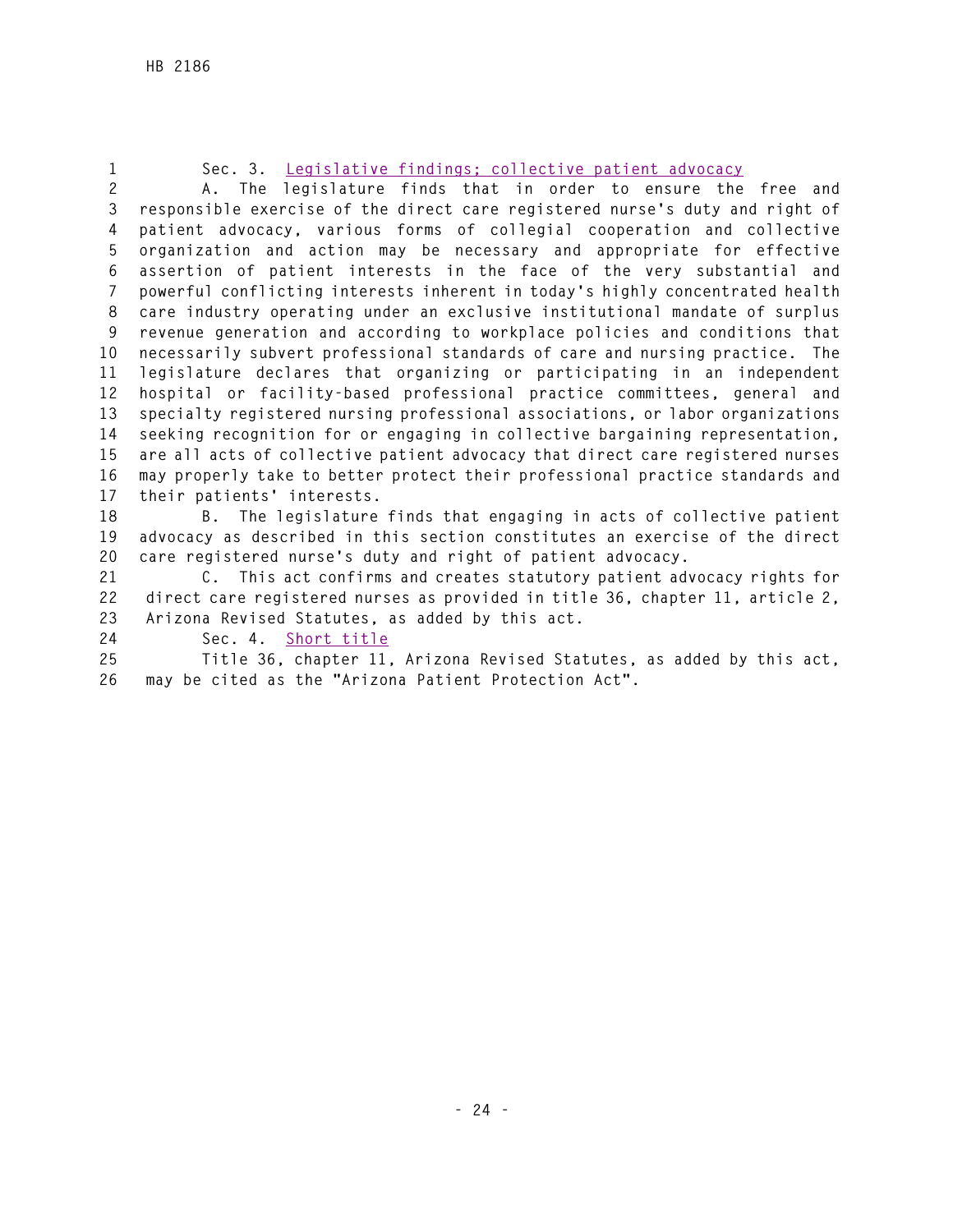Sec. 3. <u>Legislative findings; collective patient advocacy</u>

A. The legislature finds that in order to ensure the free and responsible exercise of the direct care registered nurse's duty and right of patient advocacy, various forms of collegial cooperation and collective organization and action may be necessary and appropriate for effective assertion of patient interests in the face of the very substantial and powerful conflicting interests inherent in today's highly concentrated health care industry operating under an exclusive institutional mandate of surplus revenue generation and according to workplace policies and conditions that necessarily subvert professional standards of care and nursing practice. The legislature declares that organizing or participating in an independent hospital or facility-based professional practice committees, general and specialty registered nursing professional associations, or labor organizations seeking recognition for or engaging in collective bargaining representation, are all acts of collective patient advocacy that direct care registered nurses may properly take to better protect their professional practice standards and their patients' interests.

B. The legislature finds that engaging in acts of collective patient advocacy as described in this section constitutes an exercise of the direct care registered nurse's duty and right of patient advocacy.

C. This act confirms and creates statutory patient advocacy rights for direct care registered nurses as provided in title 36, chapter 11, article 2, Arizona Revised Statutes, as added by this act.

Sec. 4. <u>Short title</u>

Title 36, chapter 11, Arizona Revised Statutes, as added by this act, may be cited as the "Arizona Patient Protection Act".